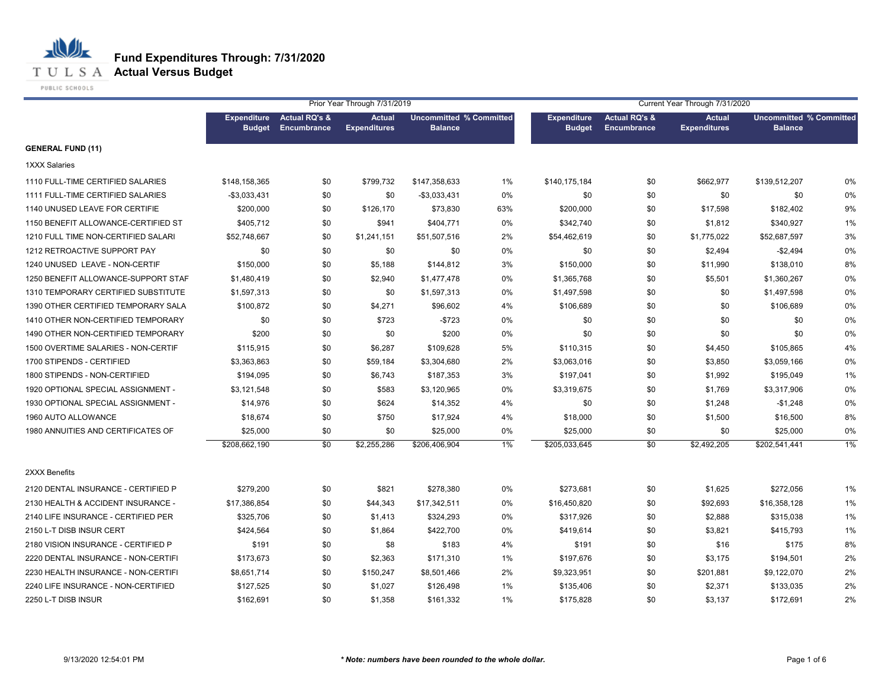# Fund Expenditures Through: 7/31/2020
## Actual Versus Budget

TULSA PUBLIC SCHOOLS

| | Prior Year Through 7/31/2019 | | | | | Current Year Through 7/31/2020 | | | | |
|---|---|---|---|---|---|---|---|---|---|---|
| | Expenditure Budget | Actual RQ's & Encumbrance | Actual Expenditures | Uncommitted Balance | % Committed | Expenditure Budget | Actual RQ's & Encumbrance | Actual Expenditures | Uncommitted Balance | % Committed |
| **GENERAL FUND (11)** | | | | | | | | | | |
| 1XXX Salaries | | | | | | | | | | |
| 1110 FULL-TIME CERTIFIED SALARIES | $148,158,365 | $0 | $799,732 | $147,358,633 | 1% | $140,175,184 | $0 | $662,977 | $139,512,207 | 0% |
| 1111 FULL-TIME CERTIFIED SALARIES | -$3,033,431 | $0 | $0 | -$3,033,431 | 0% | $0 | $0 | $0 | $0 | 0% |
| 1140 UNUSED LEAVE FOR CERTIFIE | $200,000 | $0 | $126,170 | $73,830 | 63% | $200,000 | $0 | $17,598 | $182,402 | 9% |
| 1150 BENEFIT ALLOWANCE-CERTIFIED ST | $405,712 | $0 | $941 | $404,771 | 0% | $342,740 | $0 | $1,812 | $340,927 | 1% |
| 1210 FULL TIME NON-CERTIFIED SALARI | $52,748,667 | $0 | $1,241,151 | $51,507,516 | 2% | $54,462,619 | $0 | $1,775,022 | $52,687,597 | 3% |
| 1212 RETROACTIVE SUPPORT PAY | $0 | $0 | $0 | $0 | 0% | $0 | $0 | $2,494 | -$2,494 | 0% |
| 1240 UNUSED LEAVE - NON-CERTIF | $150,000 | $0 | $5,188 | $144,812 | 3% | $150,000 | $0 | $11,990 | $138,010 | 8% |
| 1250 BENEFIT ALLOWANCE-SUPPORT STAF | $1,480,419 | $0 | $2,940 | $1,477,478 | 0% | $1,365,768 | $0 | $5,501 | $1,360,267 | 0% |
| 1310 TEMPORARY CERTIFIED SUBSTITUTE | $1,597,313 | $0 | $0 | $1,597,313 | 0% | $1,497,598 | $0 | $0 | $1,497,598 | 0% |
| 1390 OTHER CERTIFIED TEMPORARY SALA | $100,872 | $0 | $4,271 | $96,602 | 4% | $106,689 | $0 | $0 | $106,689 | 0% |
| 1410 OTHER NON-CERTIFIED TEMPORARY | $0 | $0 | $723 | -$723 | 0% | $0 | $0 | $0 | $0 | 0% |
| 1490 OTHER NON-CERTIFIED TEMPORARY | $200 | $0 | $0 | $200 | 0% | $0 | $0 | $0 | $0 | 0% |
| 1500 OVERTIME SALARIES - NON-CERTIF | $115,915 | $0 | $6,287 | $109,628 | 5% | $110,315 | $0 | $4,450 | $105,865 | 4% |
| 1700 STIPENDS - CERTIFIED | $3,363,863 | $0 | $59,184 | $3,304,680 | 2% | $3,063,016 | $0 | $3,850 | $3,059,166 | 0% |
| 1800 STIPENDS - NON-CERTIFIED | $194,095 | $0 | $6,743 | $187,353 | 3% | $197,041 | $0 | $1,992 | $195,049 | 1% |
| 1920 OPTIONAL SPECIAL ASSIGNMENT - | $3,121,548 | $0 | $583 | $3,120,965 | 0% | $3,319,675 | $0 | $1,769 | $3,317,906 | 0% |
| 1930 OPTIONAL SPECIAL ASSIGNMENT - | $14,976 | $0 | $624 | $14,352 | 4% | $0 | $0 | $1,248 | -$1,248 | 0% |
| 1960 AUTO ALLOWANCE | $18,674 | $0 | $750 | $17,924 | 4% | $18,000 | $0 | $1,500 | $16,500 | 8% |
| 1980 ANNUITIES AND CERTIFICATES OF | $25,000 | $0 | $0 | $25,000 | 0% | $25,000 | $0 | $0 | $25,000 | 0% |
| | $208,662,190 | $0 | $2,255,286 | $206,406,904 | 1% | $205,033,645 | $0 | $2,492,205 | $202,541,441 | 1% |
| 2XXX Benefits | | | | | | | | | | |
| 2120 DENTAL INSURANCE - CERTIFIED P | $279,200 | $0 | $821 | $278,380 | 0% | $273,681 | $0 | $1,625 | $272,056 | 1% |
| 2130 HEALTH & ACCIDENT INSURANCE - | $17,386,854 | $0 | $44,343 | $17,342,511 | 0% | $16,450,820 | $0 | $92,693 | $16,358,128 | 1% |
| 2140 LIFE INSURANCE - CERTIFIED PER | $325,706 | $0 | $1,413 | $324,293 | 0% | $317,926 | $0 | $2,888 | $315,038 | 1% |
| 2150 L-T DISB INSUR CERT | $424,564 | $0 | $1,864 | $422,700 | 0% | $419,614 | $0 | $3,821 | $415,793 | 1% |
| 2180 VISION INSURANCE - CERTIFIED P | $191 | $0 | $8 | $183 | 4% | $191 | $0 | $16 | $175 | 8% |
| 2220 DENTAL INSURANCE - NON-CERTIFI | $173,673 | $0 | $2,363 | $171,310 | 1% | $197,676 | $0 | $3,175 | $194,501 | 2% |
| 2230 HEALTH INSURANCE - NON-CERTIFI | $8,651,714 | $0 | $150,247 | $8,501,466 | 2% | $9,323,951 | $0 | $201,881 | $9,122,070 | 2% |
| 2240 LIFE INSURANCE - NON-CERTIFIED | $127,525 | $0 | $1,027 | $126,498 | 1% | $135,406 | $0 | $2,371 | $133,035 | 2% |
| 2250 L-T DISB INSUR | $162,691 | $0 | $1,358 | $161,332 | 1% | $175,828 | $0 | $3,137 | $172,691 | 2% |

9/13/2020 12:54:01 PM

*** Note: numbers have been rounded to the whole dollar.***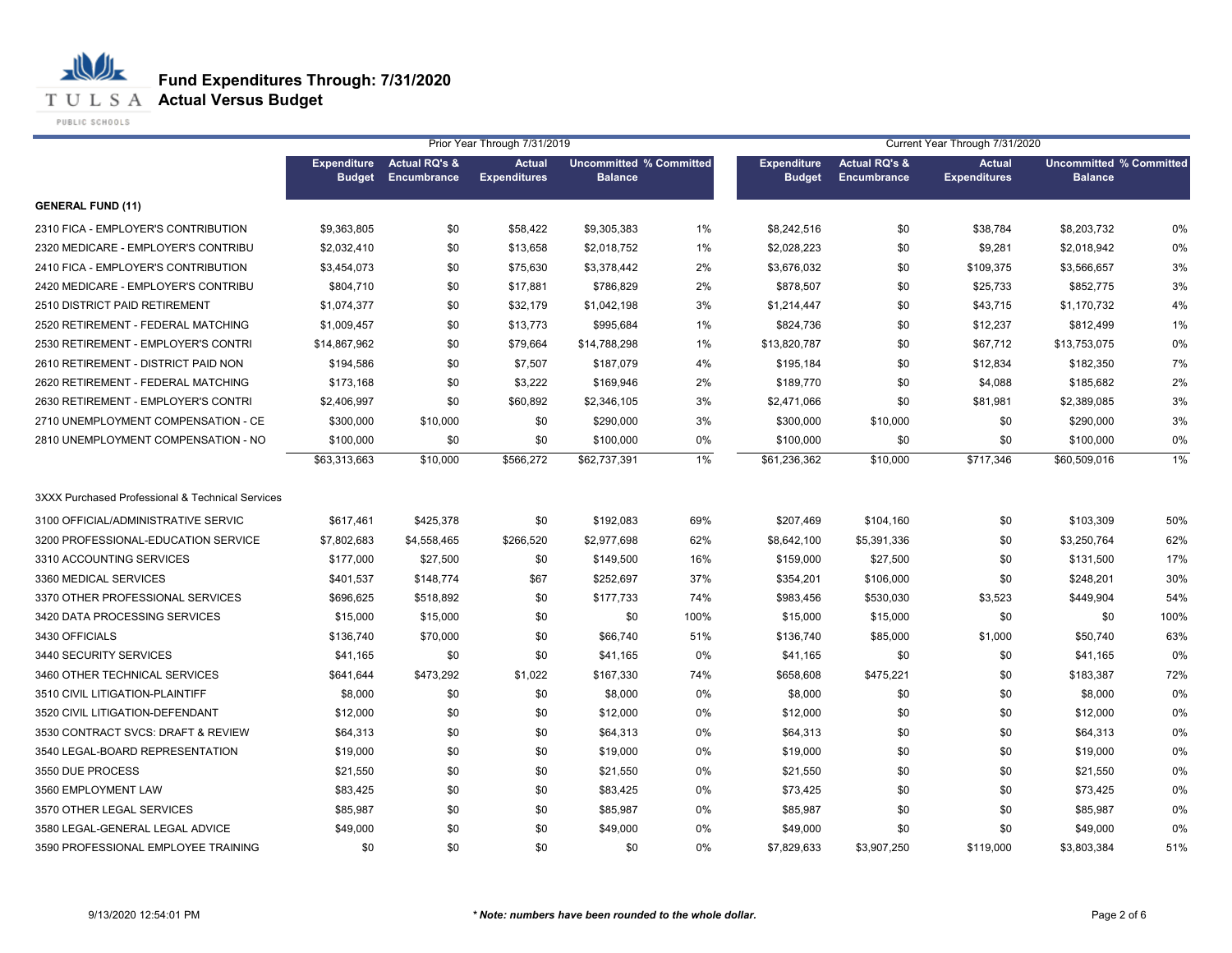# Fund Expenditures Through: 7/31/2020
## Actual Versus Budget

| | Prior Year Through 7/31/2019 | | | | | Current Year Through 7/31/2020 | | | | |
|---|---|---|---|---|---|---|---|---|---|---|
| | Expenditure Budget | Actual RQ's & Encumbrance | Actual Expenditures | Uncommitted Balance | % Committed | Expenditure Budget | Actual RQ's & Encumbrance | Actual Expenditures | Uncommitted Balance | % Committed |
| **GENERAL FUND (11)** | | | | | | | | | | |
| 2310 FICA - EMPLOYER'S CONTRIBUTION | $9,363,805 | $0 | $58,422 | $9,305,383 | 1% | $8,242,516 | $0 | $38,784 | $8,203,732 | 0% |
| 2320 MEDICARE - EMPLOYER'S CONTRIBU | $2,032,410 | $0 | $13,658 | $2,018,752 | 1% | $2,028,223 | $0 | $9,281 | $2,018,942 | 0% |
| 2410 FICA - EMPLOYER'S CONTRIBUTION | $3,454,073 | $0 | $75,630 | $3,378,442 | 2% | $3,676,032 | $0 | $109,375 | $3,566,657 | 3% |
| 2420 MEDICARE - EMPLOYER'S CONTRIBU | $804,710 | $0 | $17,881 | $786,829 | 2% | $878,507 | $0 | $25,733 | $852,775 | 3% |
| 2510 DISTRICT PAID RETIREMENT | $1,074,377 | $0 | $32,179 | $1,042,198 | 3% | $1,214,447 | $0 | $43,715 | $1,170,732 | 4% |
| 2520 RETIREMENT - FEDERAL MATCHING | $1,009,457 | $0 | $13,773 | $995,684 | 1% | $824,736 | $0 | $12,237 | $812,499 | 1% |
| 2530 RETIREMENT - EMPLOYER'S CONTRI | $14,867,962 | $0 | $79,664 | $14,788,298 | 1% | $13,820,787 | $0 | $67,712 | $13,753,075 | 0% |
| 2610 RETIREMENT - DISTRICT PAID NON | $194,586 | $0 | $7,507 | $187,079 | 4% | $195,184 | $0 | $12,834 | $182,350 | 7% |
| 2620 RETIREMENT - FEDERAL MATCHING | $173,168 | $0 | $3,222 | $169,946 | 2% | $189,770 | $0 | $4,088 | $185,682 | 2% |
| 2630 RETIREMENT - EMPLOYER'S CONTRI | $2,406,997 | $0 | $60,892 | $2,346,105 | 3% | $2,471,066 | $0 | $81,981 | $2,389,085 | 3% |
| 2710 UNEMPLOYMENT COMPENSATION - CE | $300,000 | $10,000 | $0 | $290,000 | 3% | $300,000 | $10,000 | $0 | $290,000 | 3% |
| 2810 UNEMPLOYMENT COMPENSATION - NO | $100,000 | $0 | $0 | $100,000 | 0% | $100,000 | $0 | $0 | $100,000 | 0% |
| | $63,313,663 | $10,000 | $566,272 | $62,737,391 | 1% | $61,236,362 | $10,000 | $717,346 | $60,509,016 | 1% |
| 3XXX Purchased Professional & Technical Services | | | | | | | | | | |
| 3100 OFFICIAL/ADMINISTRATIVE SERVIC | $617,461 | $425,378 | $0 | $192,083 | 69% | $207,469 | $104,160 | $0 | $103,309 | 50% |
| 3200 PROFESSIONAL-EDUCATION SERVICE | $7,802,683 | $4,558,465 | $266,520 | $2,977,698 | 62% | $8,642,100 | $5,391,336 | $0 | $3,250,764 | 62% |
| 3310 ACCOUNTING SERVICES | $177,000 | $27,500 | $0 | $149,500 | 16% | $159,000 | $27,500 | $0 | $131,500 | 17% |
| 3360 MEDICAL SERVICES | $401,537 | $148,774 | $67 | $252,697 | 37% | $354,201 | $106,000 | $0 | $248,201 | 30% |
| 3370 OTHER PROFESSIONAL SERVICES | $696,625 | $518,892 | $0 | $177,733 | 74% | $983,456 | $530,030 | $3,523 | $449,904 | 54% |
| 3420 DATA PROCESSING SERVICES | $15,000 | $15,000 | $0 | $0 | 100% | $15,000 | $15,000 | $0 | $0 | 100% |
| 3430 OFFICIALS | $136,740 | $70,000 | $0 | $66,740 | 51% | $136,740 | $85,000 | $1,000 | $50,740 | 63% |
| 3440 SECURITY SERVICES | $41,165 | $0 | $0 | $41,165 | 0% | $41,165 | $0 | $0 | $41,165 | 0% |
| 3460 OTHER TECHNICAL SERVICES | $641,644 | $473,292 | $1,022 | $167,330 | 74% | $658,608 | $475,221 | $0 | $183,387 | 72% |
| 3510 CIVIL LITIGATION-PLAINTIFF | $8,000 | $0 | $0 | $8,000 | 0% | $8,000 | $0 | $0 | $8,000 | 0% |
| 3520 CIVIL LITIGATION-DEFENDANT | $12,000 | $0 | $0 | $12,000 | 0% | $12,000 | $0 | $0 | $12,000 | 0% |
| 3530 CONTRACT SVCS: DRAFT & REVIEW | $64,313 | $0 | $0 | $64,313 | 0% | $64,313 | $0 | $0 | $64,313 | 0% |
| 3540 LEGAL-BOARD REPRESENTATION | $19,000 | $0 | $0 | $19,000 | 0% | $19,000 | $0 | $0 | $19,000 | 0% |
| 3550 DUE PROCESS | $21,550 | $0 | $0 | $21,550 | 0% | $21,550 | $0 | $0 | $21,550 | 0% |
| 3560 EMPLOYMENT LAW | $83,425 | $0 | $0 | $83,425 | 0% | $73,425 | $0 | $0 | $73,425 | 0% |
| 3570 OTHER LEGAL SERVICES | $85,987 | $0 | $0 | $85,987 | 0% | $85,987 | $0 | $0 | $85,987 | 0% |
| 3580 LEGAL-GENERAL LEGAL ADVICE | $49,000 | $0 | $0 | $49,000 | 0% | $49,000 | $0 | $0 | $49,000 | 0% |
| 3590 PROFESSIONAL EMPLOYEE TRAINING | $0 | $0 | $0 | $0 | 0% | $7,829,633 | $3,907,250 | $119,000 | $3,803,384 | 51% |

9/13/2020 12:54:01 PM

*** Note: numbers have been rounded to the whole dollar.**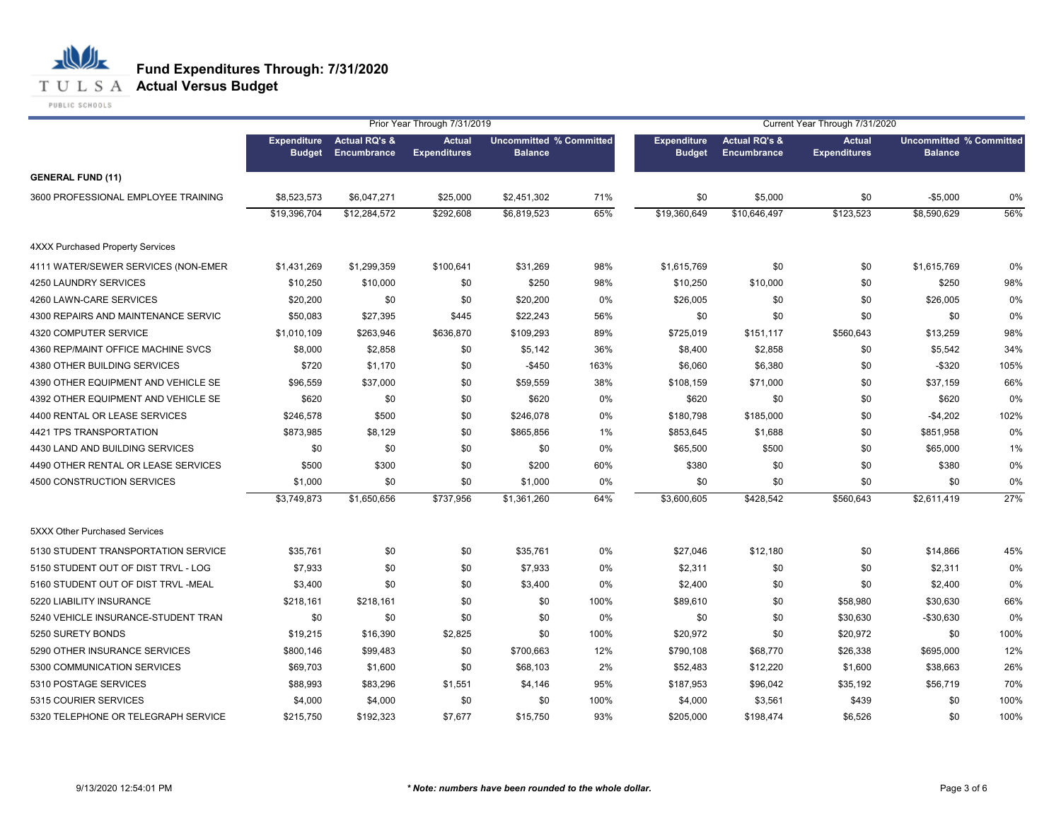# Fund Expenditures Through: 7/31/2020
## Actual Versus Budget

| | Prior Year Through 7/31/2019 | | | | | Current Year Through 7/31/2020 | | | | |
|---|---|---|---|---|---|---|---|---|---|---|
| | Expenditure Budget | Actual RQ's & Encumbrance | Actual Expenditures | Uncommitted Balance | % Committed | Expenditure Budget | Actual RQ's & Encumbrance | Actual Expenditures | Uncommitted Balance | % Committed |
| **GENERAL FUND (11)** | | | | | | | | | | |
| 3600 PROFESSIONAL EMPLOYEE TRAINING | $8,523,573 | $6,047,271 | $25,000 | $2,451,302 | 71% | $0 | $5,000 | $0 | -$5,000 | 0% |
| | $19,396,704 | $12,284,572 | $292,608 | $6,819,523 | 65% | $19,360,649 | $10,646,497 | $123,523 | $8,590,629 | 56% |
| 4XXX Purchased Property Services | | | | | | | | | | |
| 4111 WATER/SEWER SERVICES (NON-EMER | $1,431,269 | $1,299,359 | $100,641 | $31,269 | 98% | $1,615,769 | $0 | $0 | $1,615,769 | 0% |
| 4250 LAUNDRY SERVICES | $10,250 | $10,000 | $0 | $250 | 98% | $10,250 | $10,000 | $0 | $250 | 98% |
| 4260 LAWN-CARE SERVICES | $20,200 | $0 | $0 | $20,200 | 0% | $26,005 | $0 | $0 | $26,005 | 0% |
| 4300 REPAIRS AND MAINTENANCE SERVIC | $50,083 | $27,395 | $445 | $22,243 | 56% | $0 | $0 | $0 | $0 | 0% |
| 4320 COMPUTER SERVICE | $1,010,109 | $263,946 | $636,870 | $109,293 | 89% | $725,019 | $151,117 | $560,643 | $13,259 | 98% |
| 4360 REP/MAINT OFFICE MACHINE SVCS | $8,000 | $2,858 | $0 | $5,142 | 36% | $8,400 | $2,858 | $0 | $5,542 | 34% |
| 4380 OTHER BUILDING SERVICES | $720 | $1,170 | $0 | -$450 | 163% | $6,060 | $6,380 | $0 | -$320 | 105% |
| 4390 OTHER EQUIPMENT AND VEHICLE SE | $96,559 | $37,000 | $0 | $59,559 | 38% | $108,159 | $71,000 | $0 | $37,159 | 66% |
| 4392 OTHER EQUIPMENT AND VEHICLE SE | $620 | $0 | $0 | $620 | 0% | $620 | $0 | $0 | $620 | 0% |
| 4400 RENTAL OR LEASE SERVICES | $246,578 | $500 | $0 | $246,078 | 0% | $180,798 | $185,000 | $0 | -$4,202 | 102% |
| 4421 TPS TRANSPORTATION | $873,985 | $8,129 | $0 | $865,856 | 1% | $853,645 | $1,688 | $0 | $851,958 | 0% |
| 4430 LAND AND BUILDING SERVICES | $0 | $0 | $0 | $0 | 0% | $65,500 | $500 | $0 | $65,000 | 1% |
| 4490 OTHER RENTAL OR LEASE SERVICES | $500 | $300 | $0 | $200 | 60% | $380 | $0 | $0 | $380 | 0% |
| 4500 CONSTRUCTION SERVICES | $1,000 | $0 | $0 | $1,000 | 0% | $0 | $0 | $0 | $0 | 0% |
| | $3,749,873 | $1,650,656 | $737,956 | $1,361,260 | 64% | $3,600,605 | $428,542 | $560,643 | $2,611,419 | 27% |
| 5XXX Other Purchased Services | | | | | | | | | | |
| 5130 STUDENT TRANSPORTATION SERVICE | $35,761 | $0 | $0 | $35,761 | 0% | $27,046 | $12,180 | $0 | $14,866 | 45% |
| 5150 STUDENT OUT OF DIST TRVL - LOG | $7,933 | $0 | $0 | $7,933 | 0% | $2,311 | $0 | $0 | $2,311 | 0% |
| 5160 STUDENT OUT OF DIST TRVL -MEAL | $3,400 | $0 | $0 | $3,400 | 0% | $2,400 | $0 | $0 | $2,400 | 0% |
| 5220 LIABILITY INSURANCE | $218,161 | $218,161 | $0 | $0 | 100% | $89,610 | $0 | $58,980 | $30,630 | 66% |
| 5240 VEHICLE INSURANCE-STUDENT TRAN | $0 | $0 | $0 | $0 | 0% | $0 | $0 | $30,630 | -$30,630 | 0% |
| 5250 SURETY BONDS | $19,215 | $16,390 | $2,825 | $0 | 100% | $20,972 | $0 | $20,972 | $0 | 100% |
| 5290 OTHER INSURANCE SERVICES | $800,146 | $99,483 | $0 | $700,663 | 12% | $790,108 | $68,770 | $26,338 | $695,000 | 12% |
| 5300 COMMUNICATION SERVICES | $69,703 | $1,600 | $0 | $68,103 | 2% | $52,483 | $12,220 | $1,600 | $38,663 | 26% |
| 5310 POSTAGE SERVICES | $88,993 | $83,296 | $1,551 | $4,146 | 95% | $187,953 | $96,042 | $35,192 | $56,719 | 70% |
| 5315 COURIER SERVICES | $4,000 | $4,000 | $0 | $0 | 100% | $4,000 | $3,561 | $439 | $0 | 100% |
| 5320 TELEPHONE OR TELEGRAPH SERVICE | $215,750 | $192,323 | $7,677 | $15,750 | 93% | $205,000 | $198,474 | $6,526 | $0 | 100% |

9/13/2020 12:54:01 PM

*** Note: numbers have been rounded to the whole dollar.***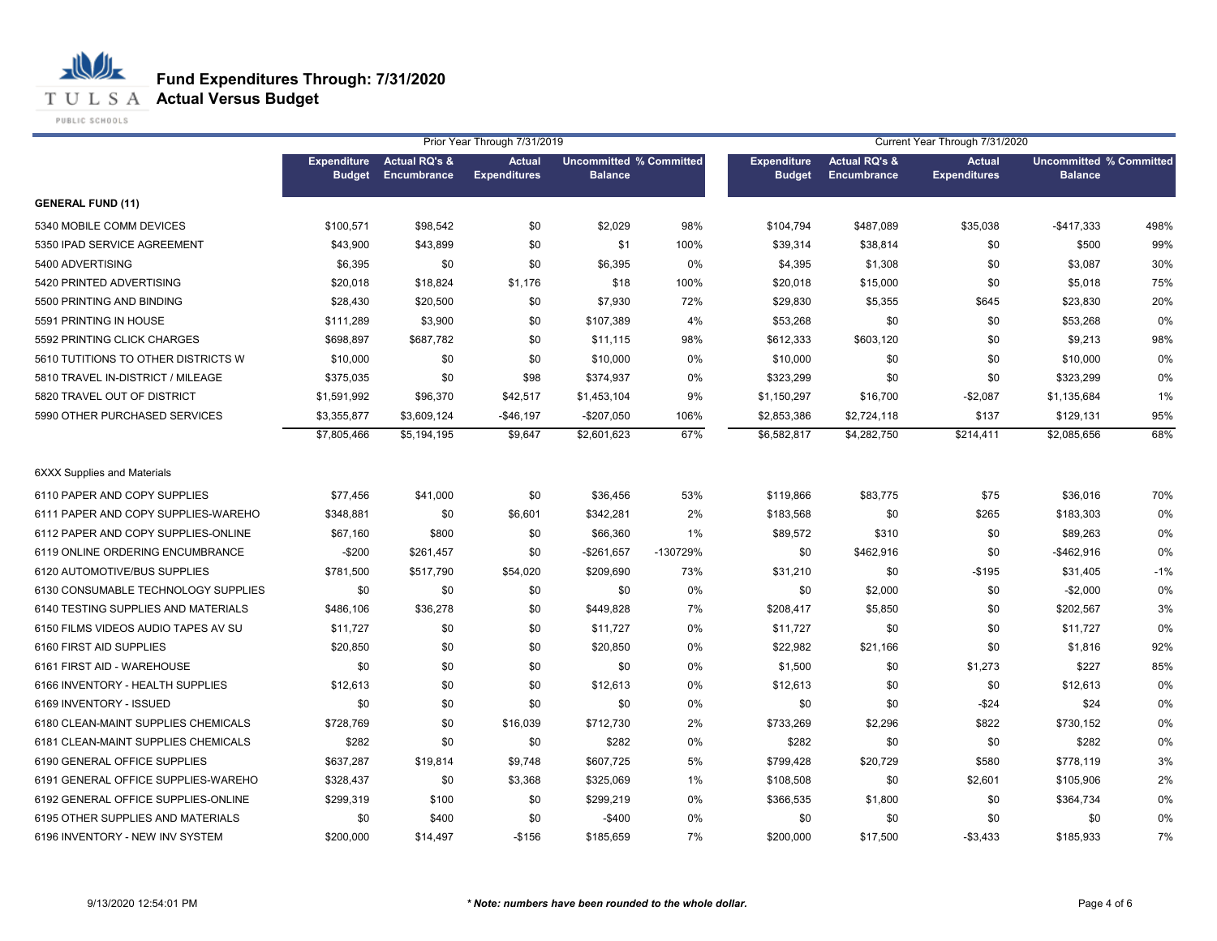# Fund Expenditures Through: 7/31/2020
## Actual Versus Budget

| | Prior Year Through 7/31/2019 | | | | | Current Year Through 7/31/2020 | | | | |
|---|---|---|---|---|---|---|---|---|---|---|
| | Expenditure Budget | Actual RQ's & Encumbrance | Actual Expenditures | Uncommitted Balance | % Committed | Expenditure Budget | Actual RQ's & Encumbrance | Actual Expenditures | Uncommitted Balance | % Committed |
| **GENERAL FUND (11)** | | | | | | | | | | |
| 5340 MOBILE COMM DEVICES | $100,571 | $98,542 | $0 | $2,029 | 98% | $104,794 | $487,089 | $35,038 | -$417,333 | 498% |
| 5350 IPAD SERVICE AGREEMENT | $43,900 | $43,899 | $0 | $1 | 100% | $39,314 | $38,814 | $0 | $500 | 99% |
| 5400 ADVERTISING | $6,395 | $0 | $0 | $6,395 | 0% | $4,395 | $1,308 | $0 | $3,087 | 30% |
| 5420 PRINTED ADVERTISING | $20,018 | $18,824 | $1,176 | $18 | 100% | $20,018 | $15,000 | $0 | $5,018 | 75% |
| 5500 PRINTING AND BINDING | $28,430 | $20,500 | $0 | $7,930 | 72% | $29,830 | $5,355 | $645 | $23,830 | 20% |
| 5591 PRINTING IN HOUSE | $111,289 | $3,900 | $0 | $107,389 | 4% | $53,268 | $0 | $0 | $53,268 | 0% |
| 5592 PRINTING CLICK CHARGES | $698,897 | $687,782 | $0 | $11,115 | 98% | $612,333 | $603,120 | $0 | $9,213 | 98% |
| 5610 TUTITIONS TO OTHER DISTRICTS W | $10,000 | $0 | $0 | $10,000 | 0% | $10,000 | $0 | $0 | $10,000 | 0% |
| 5810 TRAVEL IN-DISTRICT / MILEAGE | $375,035 | $0 | $98 | $374,937 | 0% | $323,299 | $0 | $0 | $323,299 | 0% |
| 5820 TRAVEL OUT OF DISTRICT | $1,591,992 | $96,370 | $42,517 | $1,453,104 | 9% | $1,150,297 | $16,700 | -$2,087 | $1,135,684 | 1% |
| 5990 OTHER PURCHASED SERVICES | $3,355,877 | $3,609,124 | -$46,197 | -$207,050 | 106% | $2,853,386 | $2,724,118 | $137 | $129,131 | 95% |
| | $7,805,466 | $5,194,195 | $9,647 | $2,601,623 | 67% | $6,582,817 | $4,282,750 | $214,411 | $2,085,656 | 68% |
| 6XXX Supplies and Materials | | | | | | | | | | |
| 6110 PAPER AND COPY SUPPLIES | $77,456 | $41,000 | $0 | $36,456 | 53% | $119,866 | $83,775 | $75 | $36,016 | 70% |
| 6111 PAPER AND COPY SUPPLIES-WAREHO | $348,881 | $0 | $6,601 | $342,281 | 2% | $183,568 | $0 | $265 | $183,303 | 0% |
| 6112 PAPER AND COPY SUPPLIES-ONLINE | $67,160 | $800 | $0 | $66,360 | 1% | $89,572 | $310 | $0 | $89,263 | 0% |
| 6119 ONLINE ORDERING ENCUMBRANCE | -$200 | $261,457 | $0 | -$261,657 | -130729% | $0 | $462,916 | $0 | -$462,916 | 0% |
| 6120 AUTOMOTIVE/BUS SUPPLIES | $781,500 | $517,790 | $54,020 | $209,690 | 73% | $31,210 | $0 | -$195 | $31,405 | -1% |
| 6130 CONSUMABLE TECHNOLOGY SUPPLIES | $0 | $0 | $0 | $0 | 0% | $0 | $2,000 | $0 | -$2,000 | 0% |
| 6140 TESTING SUPPLIES AND MATERIALS | $486,106 | $36,278 | $0 | $449,828 | 7% | $208,417 | $5,850 | $0 | $202,567 | 3% |
| 6150 FILMS VIDEOS AUDIO TAPES AV SU | $11,727 | $0 | $0 | $11,727 | 0% | $11,727 | $0 | $0 | $11,727 | 0% |
| 6160 FIRST AID SUPPLIES | $20,850 | $0 | $0 | $20,850 | 0% | $22,982 | $21,166 | $0 | $1,816 | 92% |
| 6161 FIRST AID - WAREHOUSE | $0 | $0 | $0 | $0 | 0% | $1,500 | $0 | $1,273 | $227 | 85% |
| 6166 INVENTORY - HEALTH SUPPLIES | $12,613 | $0 | $0 | $12,613 | 0% | $12,613 | $0 | $0 | $12,613 | 0% |
| 6169 INVENTORY - ISSUED | $0 | $0 | $0 | $0 | 0% | $0 | $0 | -$24 | $24 | 0% |
| 6180 CLEAN-MAINT SUPPLIES CHEMICALS | $728,769 | $0 | $16,039 | $712,730 | 2% | $733,269 | $2,296 | $822 | $730,152 | 0% |
| 6181 CLEAN-MAINT SUPPLIES CHEMICALS | $282 | $0 | $0 | $282 | 0% | $282 | $0 | $0 | $282 | 0% |
| 6190 GENERAL OFFICE SUPPLIES | $637,287 | $19,814 | $9,748 | $607,725 | 5% | $799,428 | $20,729 | $580 | $778,119 | 3% |
| 6191 GENERAL OFFICE SUPPLIES-WAREHO | $328,437 | $0 | $3,368 | $325,069 | 1% | $108,508 | $0 | $2,601 | $105,906 | 2% |
| 6192 GENERAL OFFICE SUPPLIES-ONLINE | $299,319 | $100 | $0 | $299,219 | 0% | $366,535 | $1,800 | $0 | $364,734 | 0% |
| 6195 OTHER SUPPLIES AND MATERIALS | $0 | $400 | $0 | -$400 | 0% | $0 | $0 | $0 | $0 | 0% |
| 6196 INVENTORY - NEW INV SYSTEM | $200,000 | $14,497 | -$156 | $185,659 | 7% | $200,000 | $17,500 | -$3,433 | $185,933 | 7% |

9/13/2020 12:54:01 PM

*** Note: numbers have been rounded to the whole dollar.**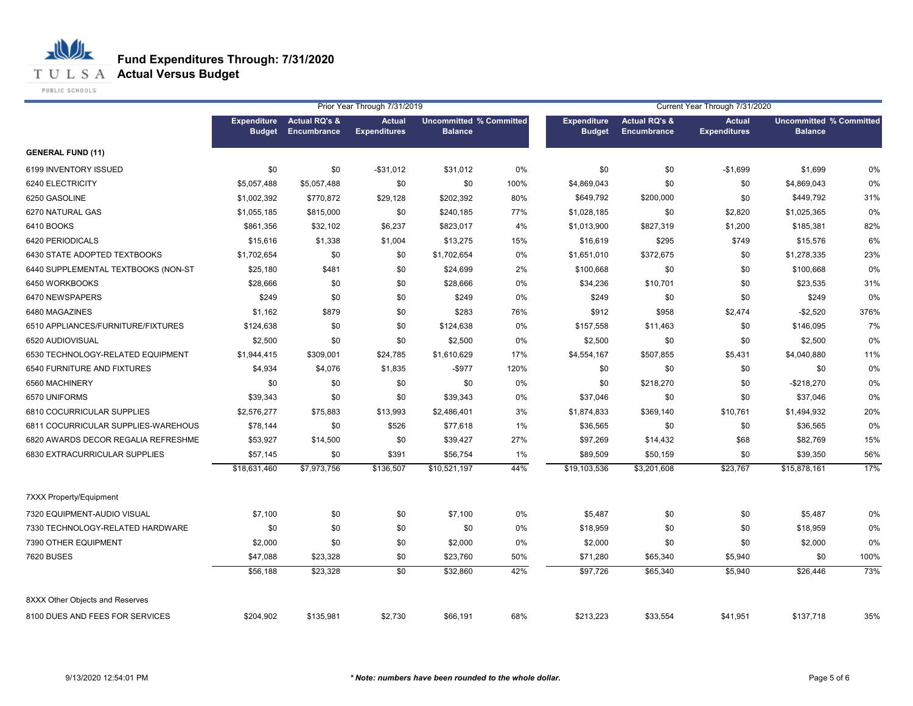# Fund Expenditures Through: 7/31/2020
## Actual Versus Budget

| | Prior Year Through 7/31/2019 | | | | | Current Year Through 7/31/2020 | | | | |
|---|---|---|---|---|---|---|---|---|---|---|
| | Expenditure Budget | Actual RQ's & Encumbrance | Actual Expenditures | Uncommitted Balance | % Committed | Expenditure Budget | Actual RQ's & Encumbrance | Actual Expenditures | Uncommitted Balance | % Committed |
| **GENERAL FUND (11)** | | | | | | | | | | |
| 6199 INVENTORY ISSUED | $0 | $0 | -$31,012 | $31,012 | 0% | $0 | $0 | -$1,699 | $1,699 | 0% |
| 6240 ELECTRICITY | $5,057,488 | $5,057,488 | $0 | $0 | 100% | $4,869,043 | $0 | $0 | $4,869,043 | 0% |
| 6250 GASOLINE | $1,002,392 | $770,872 | $29,128 | $202,392 | 80% | $649,792 | $200,000 | $0 | $449,792 | 31% |
| 6270 NATURAL GAS | $1,055,185 | $815,000 | $0 | $240,185 | 77% | $1,028,185 | $0 | $2,820 | $1,025,365 | 0% |
| 6410 BOOKS | $861,356 | $32,102 | $6,237 | $823,017 | 4% | $1,013,900 | $827,319 | $1,200 | $185,381 | 82% |
| 6420 PERIODICALS | $15,616 | $1,338 | $1,004 | $13,275 | 15% | $16,619 | $295 | $749 | $15,576 | 6% |
| 6430 STATE ADOPTED TEXTBOOKS | $1,702,654 | $0 | $0 | $1,702,654 | 0% | $1,651,010 | $372,675 | $0 | $1,278,335 | 23% |
| 6440 SUPPLEMENTAL TEXTBOOKS (NON-ST | $25,180 | $481 | $0 | $24,699 | 2% | $100,668 | $0 | $0 | $100,668 | 0% |
| 6450 WORKBOOKS | $28,666 | $0 | $0 | $28,666 | 0% | $34,236 | $10,701 | $0 | $23,535 | 31% |
| 6470 NEWSPAPERS | $249 | $0 | $0 | $249 | 0% | $249 | $0 | $0 | $249 | 0% |
| 6480 MAGAZINES | $1,162 | $879 | $0 | $283 | 76% | $912 | $958 | $2,474 | -$2,520 | 376% |
| 6510 APPLIANCES/FURNITURE/FIXTURES | $124,638 | $0 | $0 | $124,638 | 0% | $157,558 | $11,463 | $0 | $146,095 | 7% |
| 6520 AUDIOVISUAL | $2,500 | $0 | $0 | $2,500 | 0% | $2,500 | $0 | $0 | $2,500 | 0% |
| 6530 TECHNOLOGY-RELATED EQUIPMENT | $1,944,415 | $309,001 | $24,785 | $1,610,629 | 17% | $4,554,167 | $507,855 | $5,431 | $4,040,880 | 11% |
| 6540 FURNITURE AND FIXTURES | $4,934 | $4,076 | $1,835 | -$977 | 120% | $0 | $0 | $0 | $0 | 0% |
| 6560 MACHINERY | $0 | $0 | $0 | $0 | 0% | $0 | $218,270 | $0 | -$218,270 | 0% |
| 6570 UNIFORMS | $39,343 | $0 | $0 | $39,343 | 0% | $37,046 | $0 | $0 | $37,046 | 0% |
| 6810 COCURRICULAR SUPPLIES | $2,576,277 | $75,883 | $13,993 | $2,486,401 | 3% | $1,874,833 | $369,140 | $10,761 | $1,494,932 | 20% |
| 6811 COCURRICULAR SUPPLIES-WAREHOUS | $78,144 | $0 | $526 | $77,618 | 1% | $36,565 | $0 | $0 | $36,565 | 0% |
| 6820 AWARDS DECOR REGALIA REFRESHME | $53,927 | $14,500 | $0 | $39,427 | 27% | $97,269 | $14,432 | $68 | $82,769 | 15% |
| 6830 EXTRACURRICULAR SUPPLIES | $57,145 | $0 | $391 | $56,754 | 1% | $89,509 | $50,159 | $0 | $39,350 | 56% |
| | $18,631,460 | $7,973,756 | $136,507 | $10,521,197 | 44% | $19,103,536 | $3,201,608 | $23,767 | $15,878,161 | 17% |
| 7XXX Property/Equipment | | | | | | | | | | |
| 7320 EQUIPMENT-AUDIO VISUAL | $7,100 | $0 | $0 | $7,100 | 0% | $5,487 | $0 | $0 | $5,487 | 0% |
| 7330 TECHNOLOGY-RELATED HARDWARE | $0 | $0 | $0 | $0 | 0% | $18,959 | $0 | $0 | $18,959 | 0% |
| 7390 OTHER EQUIPMENT | $2,000 | $0 | $0 | $2,000 | 0% | $2,000 | $0 | $0 | $2,000 | 0% |
| 7620 BUSES | $47,088 | $23,328 | $0 | $23,760 | 50% | $71,280 | $65,340 | $5,940 | $0 | 100% |
| | $56,188 | $23,328 | $0 | $32,860 | 42% | $97,726 | $65,340 | $5,940 | $26,446 | 73% |
| 8XXX Other Objects and Reserves | | | | | | | | | | |
| 8100 DUES AND FEES FOR SERVICES | $204,902 | $135,981 | $2,730 | $66,191 | 68% | $213,223 | $33,554 | $41,951 | $137,718 | 35% |

9/13/2020 12:54:01 PM

*** Note: numbers have been rounded to the whole dollar.**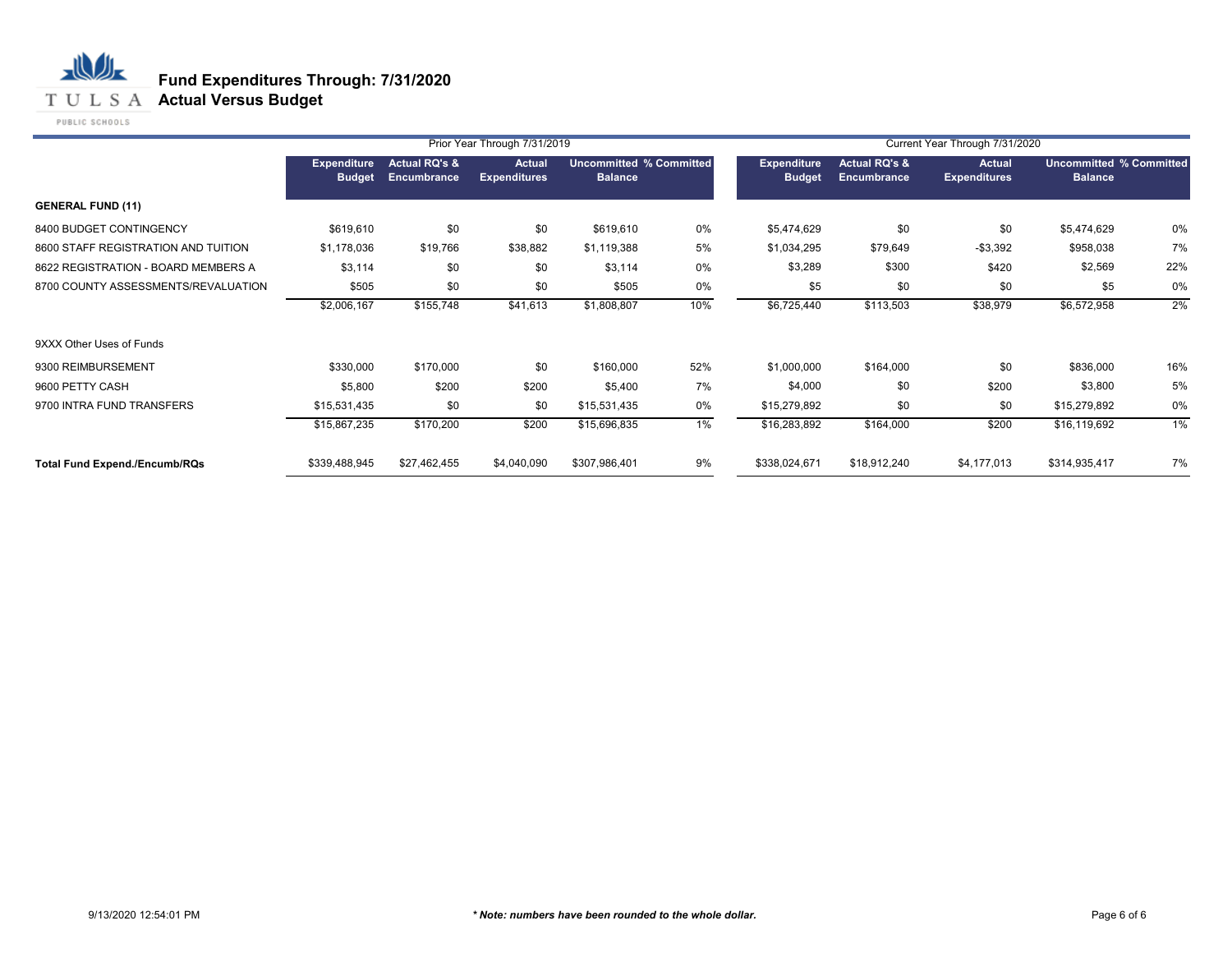# Fund Expenditures Through: 7/31/2020
## Actual Versus Budget

| | Prior Year Through 7/31/2019 | | | | | Current Year Through 7/31/2020 | | | | |
|---|---|---|---|---|---|---|---|---|---|---|
| | Expenditure Budget | Actual RQ's & Encumbrance | Actual Expenditures | Uncommitted Balance | % Committed | Expenditure Budget | Actual RQ's & Encumbrance | Actual Expenditures | Uncommitted Balance | % Committed |
| **GENERAL FUND (11)** | | | | | | | | | | |
| 8400 BUDGET CONTINGENCY | $619,610 | $0 | $0 | $619,610 | 0% | $5,474,629 | $0 | $0 | $5,474,629 | 0% |
| 8600 STAFF REGISTRATION AND TUITION | $1,178,036 | $19,766 | $38,882 | $1,119,388 | 5% | $1,034,295 | $79,649 | -$3,392 | $958,038 | 7% |
| 8622 REGISTRATION - BOARD MEMBERS A | $3,114 | $0 | $0 | $3,114 | 0% | $3,289 | $300 | $420 | $2,569 | 22% |
| 8700 COUNTY ASSESSMENTS/REVALUATION | $505 | $0 | $0 | $505 | 0% | $5 | $0 | $0 | $5 | 0% |
| | $2,006,167 | $155,748 | $41,613 | $1,808,807 | 10% | $6,725,440 | $113,503 | $38,979 | $6,572,958 | 2% |
| 9XXX Other Uses of Funds | | | | | | | | | | |
| 9300 REIMBURSEMENT | $330,000 | $170,000 | $0 | $160,000 | 52% | $1,000,000 | $164,000 | $0 | $836,000 | 16% |
| 9600 PETTY CASH | $5,800 | $200 | $200 | $5,400 | 7% | $4,000 | $0 | $200 | $3,800 | 5% |
| 9700 INTRA FUND TRANSFERS | $15,531,435 | $0 | $0 | $15,531,435 | 0% | $15,279,892 | $0 | $0 | $15,279,892 | 0% |
| | $15,867,235 | $170,200 | $200 | $15,696,835 | 1% | $16,283,892 | $164,000 | $200 | $16,119,692 | 1% |
| **Total Fund Expend./Encumb/RQs** | $339,488,945 | $27,462,455 | $4,040,090 | $307,986,401 | 9% | $338,024,671 | $18,912,240 | $4,177,013 | $314,935,417 | 7% |

9/13/2020 12:54:01 PM

***\* Note: numbers have been rounded to the whole dollar.***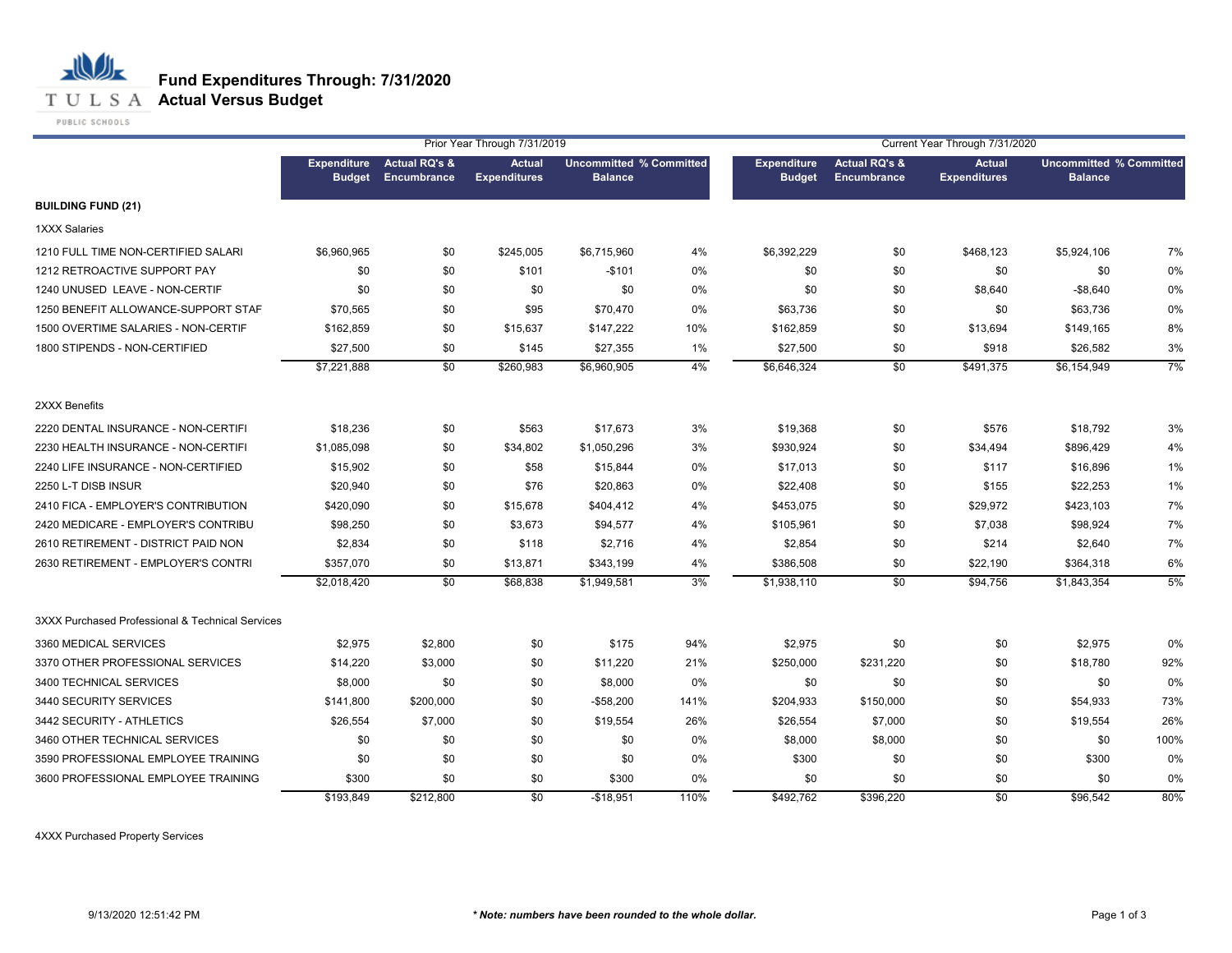# Fund Expenditures Through: 7/31/2020
## Actual Versus Budget

| | Prior Year Through 7/31/2019 | | | | | Current Year Through 7/31/2020 | | | | |
|---|---|---|---|---|---|---|---|---|---|---|
| | Expenditure Budget | Actual RQ's & Encumbrance | Actual Expenditures | Uncommitted Balance | % Committed | Expenditure Budget | Actual RQ's & Encumbrance | Actual Expenditures | Uncommitted Balance | % Committed |
| **BUILDING FUND (21)** | | | | | | | | | | |
| 1XXX Salaries | | | | | | | | | | |
| 1210 FULL TIME NON-CERTIFIED SALARI | $6,960,965 | $0 | $245,005 | $6,715,960 | 4% | $6,392,229 | $0 | $468,123 | $5,924,106 | 7% |
| 1212 RETROACTIVE SUPPORT PAY | $0 | $0 | $101 | -$101 | 0% | $0 | $0 | $0 | $0 | 0% |
| 1240 UNUSED LEAVE - NON-CERTIF | $0 | $0 | $0 | $0 | 0% | $0 | $0 | $8,640 | -$8,640 | 0% |
| 1250 BENEFIT ALLOWANCE-SUPPORT STAF | $70,565 | $0 | $95 | $70,470 | 0% | $63,736 | $0 | $0 | $63,736 | 0% |
| 1500 OVERTIME SALARIES - NON-CERTIF | $162,859 | $0 | $15,637 | $147,222 | 10% | $162,859 | $0 | $13,694 | $149,165 | 8% |
| 1800 STIPENDS - NON-CERTIFIED | $27,500 | $0 | $145 | $27,355 | 1% | $27,500 | $0 | $918 | $26,582 | 3% |
| | $7,221,888 | $0 | $260,983 | $6,960,905 | 4% | $6,646,324 | $0 | $491,375 | $6,154,949 | 7% |
| 2XXX Benefits | | | | | | | | | | |
| 2220 DENTAL INSURANCE - NON-CERTIFI | $18,236 | $0 | $563 | $17,673 | 3% | $19,368 | $0 | $576 | $18,792 | 3% |
| 2230 HEALTH INSURANCE - NON-CERTIFI | $1,085,098 | $0 | $34,802 | $1,050,296 | 3% | $930,924 | $0 | $34,494 | $896,429 | 4% |
| 2240 LIFE INSURANCE - NON-CERTIFIED | $15,902 | $0 | $58 | $15,844 | 0% | $17,013 | $0 | $117 | $16,896 | 1% |
| 2250 L-T DISB INSUR | $20,940 | $0 | $76 | $20,863 | 0% | $22,408 | $0 | $155 | $22,253 | 1% |
| 2410 FICA - EMPLOYER'S CONTRIBUTION | $420,090 | $0 | $15,678 | $404,412 | 4% | $453,075 | $0 | $29,972 | $423,103 | 7% |
| 2420 MEDICARE - EMPLOYER'S CONTRIBU | $98,250 | $0 | $3,673 | $94,577 | 4% | $105,961 | $0 | $7,038 | $98,924 | 7% |
| 2610 RETIREMENT - DISTRICT PAID NON | $2,834 | $0 | $118 | $2,716 | 4% | $2,854 | $0 | $214 | $2,640 | 7% |
| 2630 RETIREMENT - EMPLOYER'S CONTRI | $357,070 | $0 | $13,871 | $343,199 | 4% | $386,508 | $0 | $22,190 | $364,318 | 6% |
| | $2,018,420 | $0 | $68,838 | $1,949,581 | 3% | $1,938,110 | $0 | $94,756 | $1,843,354 | 5% |
| 3XXX Purchased Professional & Technical Services | | | | | | | | | | |
| 3360 MEDICAL SERVICES | $2,975 | $2,800 | $0 | $175 | 94% | $2,975 | $0 | $0 | $2,975 | 0% |
| 3370 OTHER PROFESSIONAL SERVICES | $14,220 | $3,000 | $0 | $11,220 | 21% | $250,000 | $231,220 | $0 | $18,780 | 92% |
| 3400 TECHNICAL SERVICES | $8,000 | $0 | $0 | $8,000 | 0% | $0 | $0 | $0 | $0 | 0% |
| 3440 SECURITY SERVICES | $141,800 | $200,000 | $0 | -$58,200 | 141% | $204,933 | $150,000 | $0 | $54,933 | 73% |
| 3442 SECURITY - ATHLETICS | $26,554 | $7,000 | $0 | $19,554 | 26% | $26,554 | $7,000 | $0 | $19,554 | 26% |
| 3460 OTHER TECHNICAL SERVICES | $0 | $0 | $0 | $0 | 0% | $8,000 | $8,000 | $0 | $0 | 100% |
| 3590 PROFESSIONAL EMPLOYEE TRAINING | $0 | $0 | $0 | $0 | 0% | $300 | $0 | $0 | $300 | 0% |
| 3600 PROFESSIONAL EMPLOYEE TRAINING | $300 | $0 | $0 | $300 | 0% | $0 | $0 | $0 | $0 | 0% |
| | $193,849 | $212,800 | $0 | -$18,951 | 110% | $492,762 | $396,220 | $0 | $96,542 | 80% |
| 4XXX Purchased Property Services | | | | | | | | | | |

9/13/2020 12:51:42 PM

*** Note: numbers have been rounded to the whole dollar.**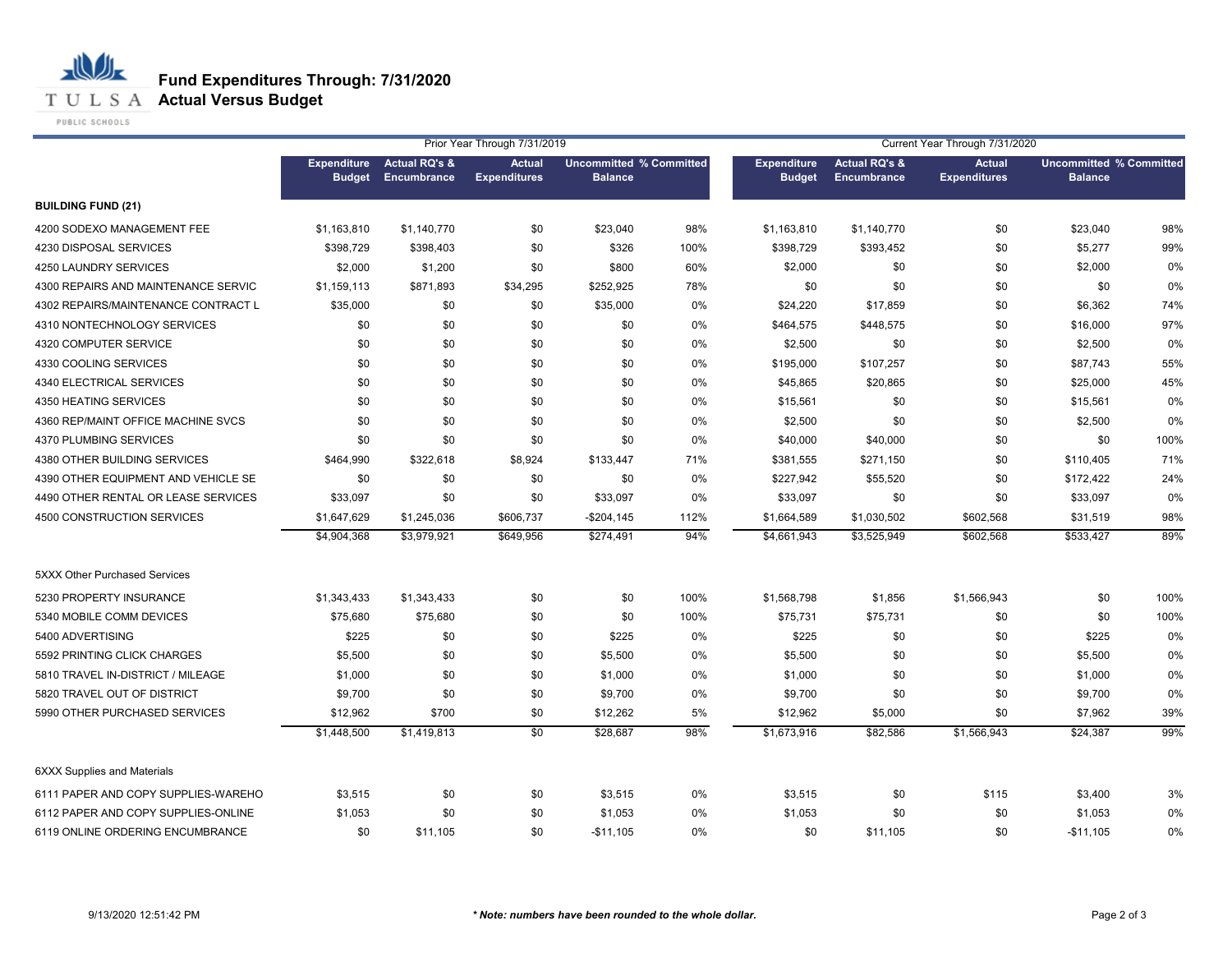# Fund Expenditures Through: 7/31/2020
## Actual Versus Budget

| | Prior Year Through 7/31/2019 | | | | | Current Year Through 7/31/2020 | | | | |
|---|---|---|---|---|---|---|---|---|---|---|
| | Expenditure Budget | Actual RQ's & Encumbrance | Actual Expenditures | Uncommitted Balance | % Committed | Expenditure Budget | Actual RQ's & Encumbrance | Actual Expenditures | Uncommitted Balance | % Committed |
| **BUILDING FUND (21)** | | | | | | | | | | |
| 4200 SODEXO MANAGEMENT FEE | $1,163,810 | $1,140,770 | $0 | $23,040 | 98% | $1,163,810 | $1,140,770 | $0 | $23,040 | 98% |
| 4230 DISPOSAL SERVICES | $398,729 | $398,403 | $0 | $326 | 100% | $398,729 | $393,452 | $0 | $5,277 | 99% |
| 4250 LAUNDRY SERVICES | $2,000 | $1,200 | $0 | $800 | 60% | $2,000 | $0 | $0 | $2,000 | 0% |
| 4300 REPAIRS AND MAINTENANCE SERVIC | $1,159,113 | $871,893 | $34,295 | $252,925 | 78% | $0 | $0 | $0 | $0 | 0% |
| 4302 REPAIRS/MAINTENANCE CONTRACT L | $35,000 | $0 | $0 | $35,000 | 0% | $24,220 | $17,859 | $0 | $6,362 | 74% |
| 4310 NONTECHNOLOGY SERVICES | $0 | $0 | $0 | $0 | 0% | $464,575 | $448,575 | $0 | $16,000 | 97% |
| 4320 COMPUTER SERVICE | $0 | $0 | $0 | $0 | 0% | $2,500 | $0 | $0 | $2,500 | 0% |
| 4330 COOLING SERVICES | $0 | $0 | $0 | $0 | 0% | $195,000 | $107,257 | $0 | $87,743 | 55% |
| 4340 ELECTRICAL SERVICES | $0 | $0 | $0 | $0 | 0% | $45,865 | $20,865 | $0 | $25,000 | 45% |
| 4350 HEATING SERVICES | $0 | $0 | $0 | $0 | 0% | $15,561 | $0 | $0 | $15,561 | 0% |
| 4360 REP/MAINT OFFICE MACHINE SVCS | $0 | $0 | $0 | $0 | 0% | $2,500 | $0 | $0 | $2,500 | 0% |
| 4370 PLUMBING SERVICES | $0 | $0 | $0 | $0 | 0% | $40,000 | $40,000 | $0 | $0 | 100% |
| 4380 OTHER BUILDING SERVICES | $464,990 | $322,618 | $8,924 | $133,447 | 71% | $381,555 | $271,150 | $0 | $110,405 | 71% |
| 4390 OTHER EQUIPMENT AND VEHICLE SE | $0 | $0 | $0 | $0 | 0% | $227,942 | $55,520 | $0 | $172,422 | 24% |
| 4490 OTHER RENTAL OR LEASE SERVICES | $33,097 | $0 | $0 | $33,097 | 0% | $33,097 | $0 | $0 | $33,097 | 0% |
| 4500 CONSTRUCTION SERVICES | $1,647,629 | $1,245,036 | $606,737 | -$204,145 | 112% | $1,664,589 | $1,030,502 | $602,568 | $31,519 | 98% |
| | $4,904,368 | $3,979,921 | $649,956 | $274,491 | 94% | $4,661,943 | $3,525,949 | $602,568 | $533,427 | 89% |
| 5XXX Other Purchased Services | | | | | | | | | | |
| 5230 PROPERTY INSURANCE | $1,343,433 | $1,343,433 | $0 | $0 | 100% | $1,568,798 | $1,856 | $1,566,943 | $0 | 100% |
| 5340 MOBILE COMM DEVICES | $75,680 | $75,680 | $0 | $0 | 100% | $75,731 | $75,731 | $0 | $0 | 100% |
| 5400 ADVERTISING | $225 | $0 | $0 | $225 | 0% | $225 | $0 | $0 | $225 | 0% |
| 5592 PRINTING CLICK CHARGES | $5,500 | $0 | $0 | $5,500 | 0% | $5,500 | $0 | $0 | $5,500 | 0% |
| 5810 TRAVEL IN-DISTRICT / MILEAGE | $1,000 | $0 | $0 | $1,000 | 0% | $1,000 | $0 | $0 | $1,000 | 0% |
| 5820 TRAVEL OUT OF DISTRICT | $9,700 | $0 | $0 | $9,700 | 0% | $9,700 | $0 | $0 | $9,700 | 0% |
| 5990 OTHER PURCHASED SERVICES | $12,962 | $700 | $0 | $12,262 | 5% | $12,962 | $5,000 | $0 | $7,962 | 39% |
| | $1,448,500 | $1,419,813 | $0 | $28,687 | 98% | $1,673,916 | $82,586 | $1,566,943 | $24,387 | 99% |
| 6XXX Supplies and Materials | | | | | | | | | | |
| 6111 PAPER AND COPY SUPPLIES-WAREHO | $3,515 | $0 | $0 | $3,515 | 0% | $3,515 | $0 | $115 | $3,400 | 3% |
| 6112 PAPER AND COPY SUPPLIES-ONLINE | $1,053 | $0 | $0 | $1,053 | 0% | $1,053 | $0 | $0 | $1,053 | 0% |
| 6119 ONLINE ORDERING ENCUMBRANCE | $0 | $11,105 | $0 | -$11,105 | 0% | $0 | $11,105 | $0 | -$11,105 | 0% |

9/13/2020 12:51:42 PM

*** Note: numbers have been rounded to the whole dollar.**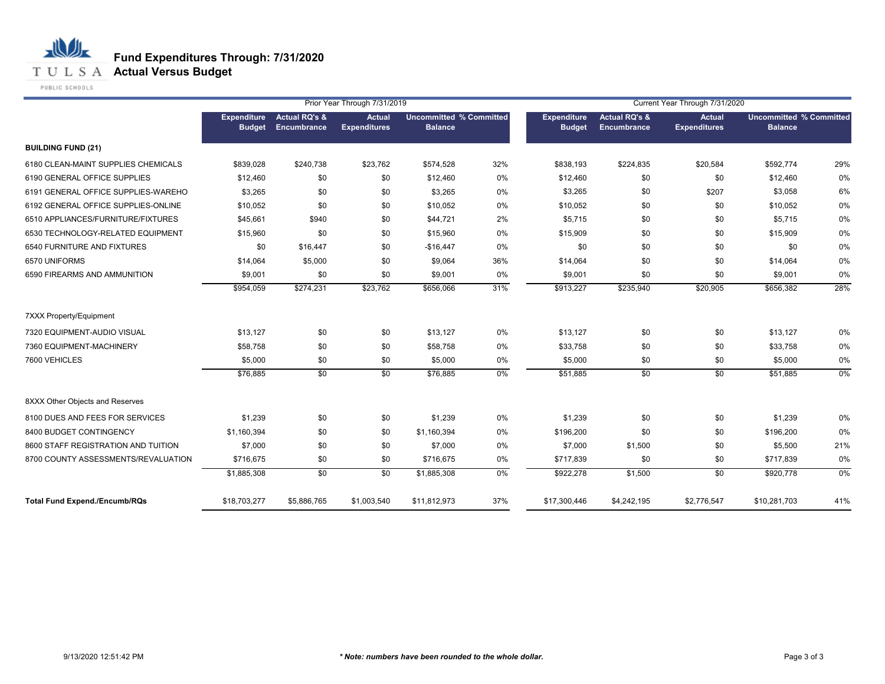# Fund Expenditures Through: 7/31/2020
## Actual Versus Budget

| | Prior Year Through 7/31/2019 | | | | | Current Year Through 7/31/2020 | | | | |
|---|---|---|---|---|---|---|---|---|---|---|
| | Expenditure Budget | Actual RQ's & Encumbrance | Actual Expenditures | Uncommitted Balance | % Committed | Expenditure Budget | Actual RQ's & Encumbrance | Actual Expenditures | Uncommitted Balance | % Committed |
| **BUILDING FUND (21)** | | | | | | | | | | |
| 6180 CLEAN-MAINT SUPPLIES CHEMICALS | $839,028 | $240,738 | $23,762 | $574,528 | 32% | $838,193 | $224,835 | $20,584 | $592,774 | 29% |
| 6190 GENERAL OFFICE SUPPLIES | $12,460 | $0 | $0 | $12,460 | 0% | $12,460 | $0 | $0 | $12,460 | 0% |
| 6191 GENERAL OFFICE SUPPLIES-WAREHO | $3,265 | $0 | $0 | $3,265 | 0% | $3,265 | $0 | $207 | $3,058 | 6% |
| 6192 GENERAL OFFICE SUPPLIES-ONLINE | $10,052 | $0 | $0 | $10,052 | 0% | $10,052 | $0 | $0 | $10,052 | 0% |
| 6510 APPLIANCES/FURNITURE/FIXTURES | $45,661 | $940 | $0 | $44,721 | 2% | $5,715 | $0 | $0 | $5,715 | 0% |
| 6530 TECHNOLOGY-RELATED EQUIPMENT | $15,960 | $0 | $0 | $15,960 | 0% | $15,909 | $0 | $0 | $15,909 | 0% |
| 6540 FURNITURE AND FIXTURES | $0 | $16,447 | $0 | $-16,447 | 0% | $0 | $0 | $0 | $0 | 0% |
| 6570 UNIFORMS | $14,064 | $5,000 | $0 | $9,064 | 36% | $14,064 | $0 | $0 | $14,064 | 0% |
| 6590 FIREARMS AND AMMUNITION | $9,001 | $0 | $0 | $9,001 | 0% | $9,001 | $0 | $0 | $9,001 | 0% |
| | $954,059 | $274,231 | $23,762 | $656,066 | 31% | $913,227 | $235,940 | $20,905 | $656,382 | 28% |
| 7XXX Property/Equipment | | | | | | | | | | |
| 7320 EQUIPMENT-AUDIO VISUAL | $13,127 | $0 | $0 | $13,127 | 0% | $13,127 | $0 | $0 | $13,127 | 0% |
| 7360 EQUIPMENT-MACHINERY | $58,758 | $0 | $0 | $58,758 | 0% | $33,758 | $0 | $0 | $33,758 | 0% |
| 7600 VEHICLES | $5,000 | $0 | $0 | $5,000 | 0% | $5,000 | $0 | $0 | $5,000 | 0% |
| | $76,885 | $0 | $0 | $76,885 | 0% | $51,885 | $0 | $0 | $51,885 | 0% |
| 8XXX Other Objects and Reserves | | | | | | | | | | |
| 8100 DUES AND FEES FOR SERVICES | $1,239 | $0 | $0 | $1,239 | 0% | $1,239 | $0 | $0 | $1,239 | 0% |
| 8400 BUDGET CONTINGENCY | $1,160,394 | $0 | $0 | $1,160,394 | 0% | $196,200 | $0 | $0 | $196,200 | 0% |
| 8600 STAFF REGISTRATION AND TUITION | $7,000 | $0 | $0 | $7,000 | 0% | $7,000 | $1,500 | $0 | $5,500 | 21% |
| 8700 COUNTY ASSESSMENTS/REVALUATION | $716,675 | $0 | $0 | $716,675 | 0% | $717,839 | $0 | $0 | $717,839 | 0% |
| | $1,885,308 | $0 | $0 | $1,885,308 | 0% | $922,278 | $1,500 | $0 | $920,778 | 0% |
| **Total Fund Expend./Encumb/RQs** | $18,703,277 | $5,886,765 | $1,003,540 | $11,812,973 | 37% | $17,300,446 | $4,242,195 | $2,776,547 | $10,281,703 | 41% |

9/13/2020 12:51:42 PM

***Note: numbers have been rounded to the whole dollar.***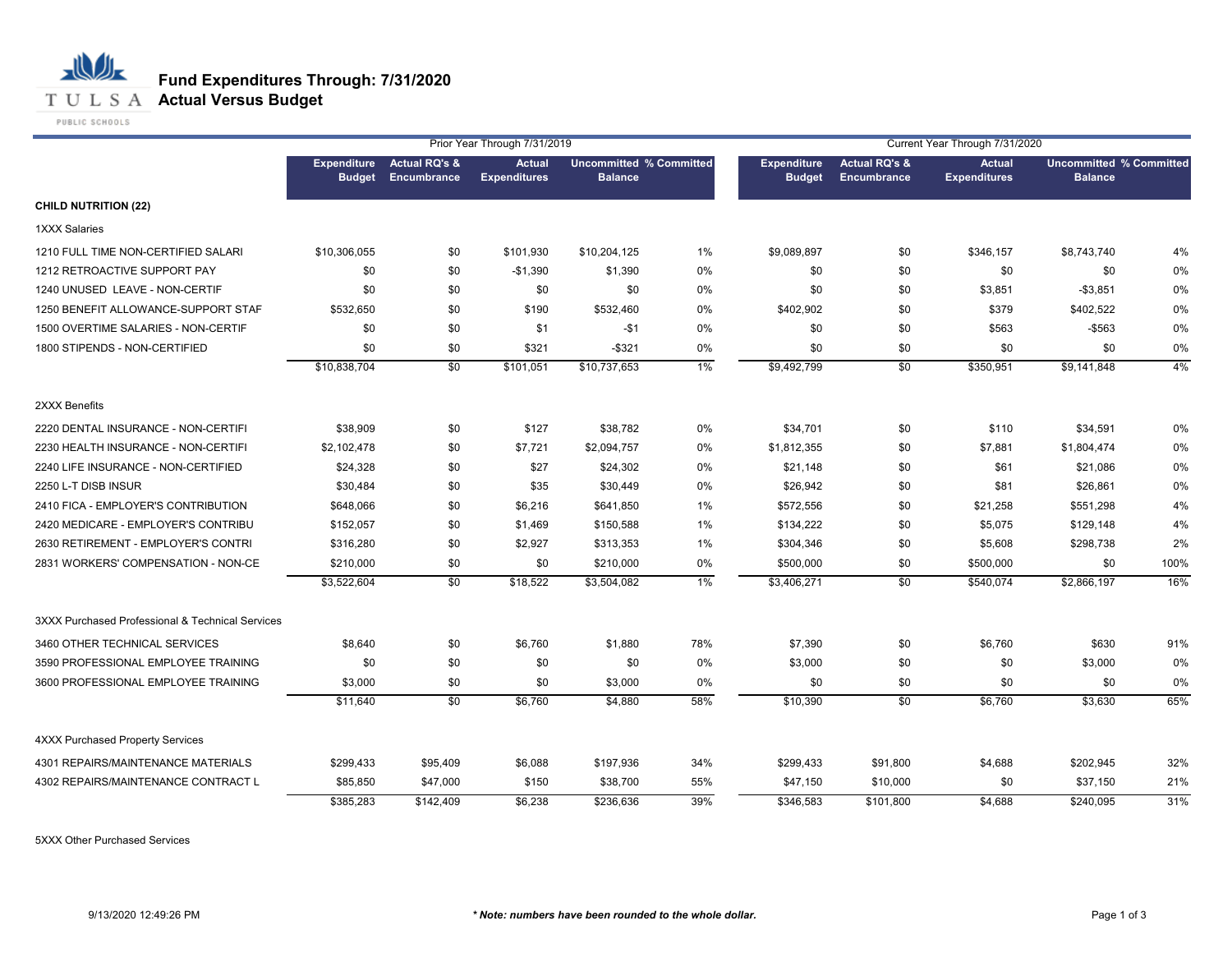# Fund Expenditures Through: 7/31/2020

## Actual Versus Budget

| | Prior Year Through 7/31/2019 | | | | | Current Year Through 7/31/2020 | | | | |
|---|---|---|---|---|---|---|---|---|---|---|
| | Expenditure Budget | Actual RQ's & Encumbrance | Actual Expenditures | Uncommitted Balance | % Committed | Expenditure Budget | Actual RQ's & Encumbrance | Actual Expenditures | Uncommitted Balance | % Committed |
| **CHILD NUTRITION (22)** | | | | | | | | | | |
| 1XXX Salaries | | | | | | | | | | |
| 1210 FULL TIME NON-CERTIFIED SALARI | $10,306,055 | $0 | $101,930 | $10,204,125 | 1% | $9,089,897 | $0 | $346,157 | $8,743,740 | 4% |
| 1212 RETROACTIVE SUPPORT PAY | $0 | $0 | -$1,390 | $1,390 | 0% | $0 | $0 | $0 | $0 | 0% |
| 1240 UNUSED LEAVE - NON-CERTIF | $0 | $0 | $0 | $0 | 0% | $0 | $0 | $3,851 | -$3,851 | 0% |
| 1250 BENEFIT ALLOWANCE-SUPPORT STAF | $532,650 | $0 | $190 | $532,460 | 0% | $402,902 | $0 | $379 | $402,522 | 0% |
| 1500 OVERTIME SALARIES - NON-CERTIF | $0 | $0 | $1 | -$1 | 0% | $0 | $0 | $563 | -$563 | 0% |
| 1800 STIPENDS - NON-CERTIFIED | $0 | $0 | $321 | -$321 | 0% | $0 | $0 | $0 | $0 | 0% |
| | $10,838,704 | $0 | $101,051 | $10,737,653 | 1% | $9,492,799 | $0 | $350,951 | $9,141,848 | 4% |
| 2XXX Benefits | | | | | | | | | | |
| 2220 DENTAL INSURANCE - NON-CERTIFI | $38,909 | $0 | $127 | $38,782 | 0% | $34,701 | $0 | $110 | $34,591 | 0% |
| 2230 HEALTH INSURANCE - NON-CERTIFI | $2,102,478 | $0 | $7,721 | $2,094,757 | 0% | $1,812,355 | $0 | $7,881 | $1,804,474 | 0% |
| 2240 LIFE INSURANCE - NON-CERTIFIED | $24,328 | $0 | $27 | $24,302 | 0% | $21,148 | $0 | $61 | $21,086 | 0% |
| 2250 L-T DISB INSUR | $30,484 | $0 | $35 | $30,449 | 0% | $26,942 | $0 | $81 | $26,861 | 0% |
| 2410 FICA - EMPLOYER'S CONTRIBUTION | $648,066 | $0 | $6,216 | $641,850 | 1% | $572,556 | $0 | $21,258 | $551,298 | 4% |
| 2420 MEDICARE - EMPLOYER'S CONTRIBU | $152,057 | $0 | $1,469 | $150,588 | 1% | $134,222 | $0 | $5,075 | $129,148 | 4% |
| 2630 RETIREMENT - EMPLOYER'S CONTRI | $316,280 | $0 | $2,927 | $313,353 | 1% | $304,346 | $0 | $5,608 | $298,738 | 2% |
| 2831 WORKERS' COMPENSATION - NON-CE | $210,000 | $0 | $0 | $210,000 | 0% | $500,000 | $0 | $500,000 | $0 | 100% |
| | $3,522,604 | $0 | $18,522 | $3,504,082 | 1% | $3,406,271 | $0 | $540,074 | $2,866,197 | 16% |
| 3XXX Purchased Professional & Technical Services | | | | | | | | | | |
| 3460 OTHER TECHNICAL SERVICES | $8,640 | $0 | $6,760 | $1,880 | 78% | $7,390 | $0 | $6,760 | $630 | 91% |
| 3590 PROFESSIONAL EMPLOYEE TRAINING | $0 | $0 | $0 | $0 | 0% | $3,000 | $0 | $0 | $3,000 | 0% |
| 3600 PROFESSIONAL EMPLOYEE TRAINING | $3,000 | $0 | $0 | $3,000 | 0% | $0 | $0 | $0 | $0 | 0% |
| | $11,640 | $0 | $6,760 | $4,880 | 58% | $10,390 | $0 | $6,760 | $3,630 | 65% |
| 4XXX Purchased Property Services | | | | | | | | | | |
| 4301 REPAIRS/MAINTENANCE MATERIALS | $299,433 | $95,409 | $6,088 | $197,936 | 34% | $299,433 | $91,800 | $4,688 | $202,945 | 32% |
| 4302 REPAIRS/MAINTENANCE CONTRACT L | $85,850 | $47,000 | $150 | $38,700 | 55% | $47,150 | $10,000 | $0 | $37,150 | 21% |
| | $385,283 | $142,409 | $6,238 | $236,636 | 39% | $346,583 | $101,800 | $4,688 | $240,095 | 31% |
| 5XXX Other Purchased Services | | | | | | | | | | |

9/13/2020 12:49:26 PM

*** Note: numbers have been rounded to the whole dollar.**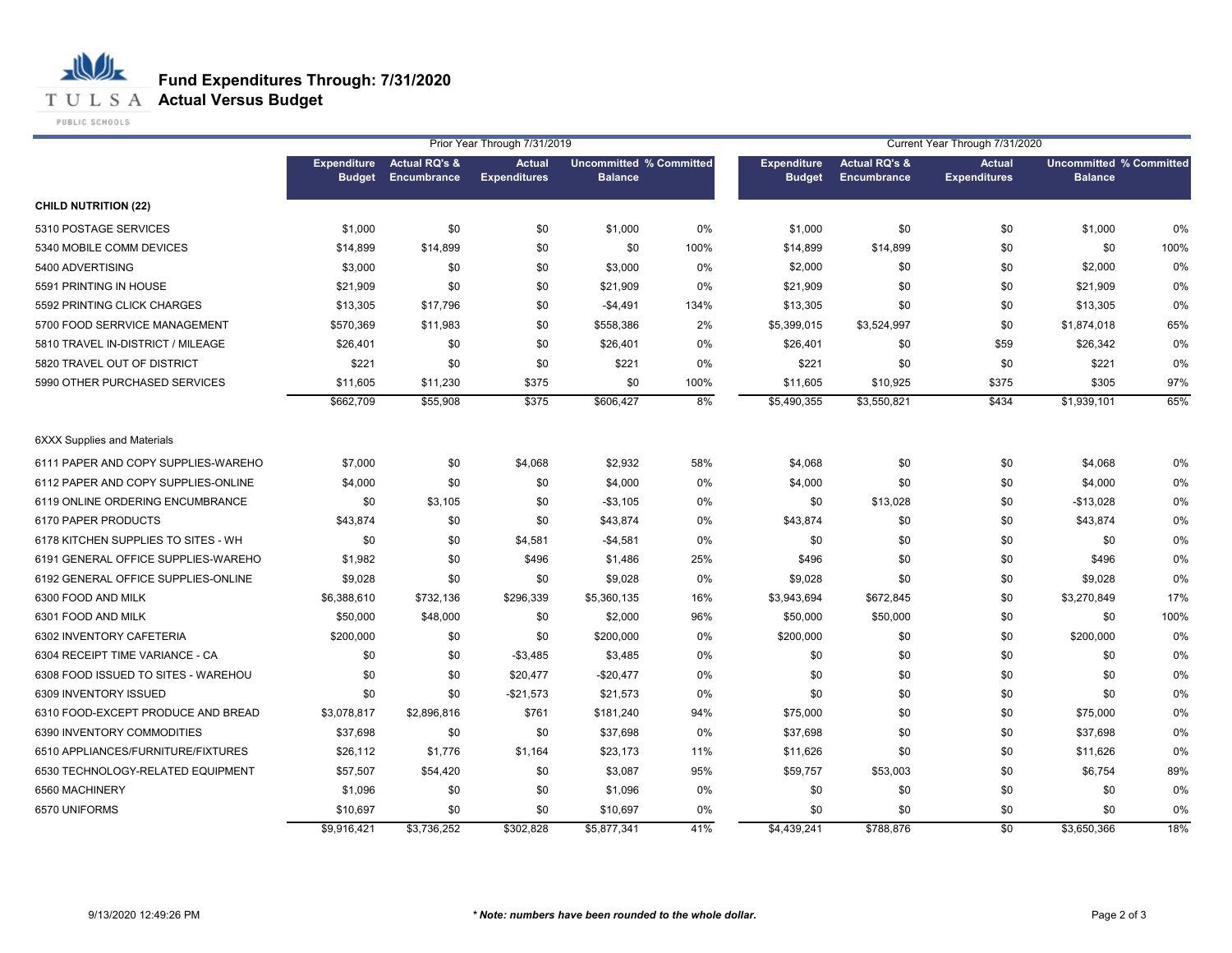# Fund Expenditures Through: 7/31/2020
## Actual Versus Budget

| | Prior Year Through 7/31/2019 | | | | | Current Year Through 7/31/2020 | | | | |
|---|---|---|---|---|---|---|---|---|---|---|
| | Expenditure Budget | Actual RQ's & Encumbrance | Actual Expenditures | Uncommitted Balance | % Committed | Expenditure Budget | Actual RQ's & Encumbrance | Actual Expenditures | Uncommitted Balance | % Committed |
| **CHILD NUTRITION (22)** | | | | | | | | | | |
| 5310 POSTAGE SERVICES | $1,000 | $0 | $0 | $1,000 | 0% | $1,000 | $0 | $0 | $1,000 | 0% |
| 5340 MOBILE COMM DEVICES | $14,899 | $14,899 | $0 | $0 | 100% | $14,899 | $14,899 | $0 | $0 | 100% |
| 5400 ADVERTISING | $3,000 | $0 | $0 | $3,000 | 0% | $2,000 | $0 | $0 | $2,000 | 0% |
| 5591 PRINTING IN HOUSE | $21,909 | $0 | $0 | $21,909 | 0% | $21,909 | $0 | $0 | $21,909 | 0% |
| 5592 PRINTING CLICK CHARGES | $13,305 | $17,796 | $0 | -$4,491 | 134% | $13,305 | $0 | $0 | $13,305 | 0% |
| 5700 FOOD SERRVICE MANAGEMENT | $570,369 | $11,983 | $0 | $558,386 | 2% | $5,399,015 | $3,524,997 | $0 | $1,874,018 | 65% |
| 5810 TRAVEL IN-DISTRICT / MILEAGE | $26,401 | $0 | $0 | $26,401 | 0% | $26,401 | $0 | $59 | $26,342 | 0% |
| 5820 TRAVEL OUT OF DISTRICT | $221 | $0 | $0 | $221 | 0% | $221 | $0 | $0 | $221 | 0% |
| 5990 OTHER PURCHASED SERVICES | $11,605 | $11,230 | $375 | $0 | 100% | $11,605 | $10,925 | $375 | $305 | 97% |
| | $662,709 | $55,908 | $375 | $606,427 | 8% | $5,490,355 | $3,550,821 | $434 | $1,939,101 | 65% |
| 6XXX Supplies and Materials | | | | | | | | | | |
| 6111 PAPER AND COPY SUPPLIES-WAREHO | $7,000 | $0 | $4,068 | $2,932 | 58% | $4,068 | $0 | $0 | $4,068 | 0% |
| 6112 PAPER AND COPY SUPPLIES-ONLINE | $4,000 | $0 | $0 | $4,000 | 0% | $4,000 | $0 | $0 | $4,000 | 0% |
| 6119 ONLINE ORDERING ENCUMBRANCE | $0 | $3,105 | $0 | -$3,105 | 0% | $0 | $13,028 | $0 | -$13,028 | 0% |
| 6170 PAPER PRODUCTS | $43,874 | $0 | $0 | $43,874 | 0% | $43,874 | $0 | $0 | $43,874 | 0% |
| 6178 KITCHEN SUPPLIES TO SITES - WH | $0 | $0 | $4,581 | -$4,581 | 0% | $0 | $0 | $0 | $0 | 0% |
| 6191 GENERAL OFFICE SUPPLIES-WAREHO | $1,982 | $0 | $496 | $1,486 | 25% | $496 | $0 | $0 | $496 | 0% |
| 6192 GENERAL OFFICE SUPPLIES-ONLINE | $9,028 | $0 | $0 | $9,028 | 0% | $9,028 | $0 | $0 | $9,028 | 0% |
| 6300 FOOD AND MILK | $6,388,610 | $732,136 | $296,339 | $5,360,135 | 16% | $3,943,694 | $672,845 | $0 | $3,270,849 | 17% |
| 6301 FOOD AND MILK | $50,000 | $48,000 | $0 | $2,000 | 96% | $50,000 | $50,000 | $0 | $0 | 100% |
| 6302 INVENTORY CAFETERIA | $200,000 | $0 | $0 | $200,000 | 0% | $200,000 | $0 | $0 | $200,000 | 0% |
| 6304 RECEIPT TIME VARIANCE - CA | $0 | $0 | -$3,485 | $3,485 | 0% | $0 | $0 | $0 | $0 | 0% |
| 6308 FOOD ISSUED TO SITES - WAREHOU | $0 | $0 | $20,477 | -$20,477 | 0% | $0 | $0 | $0 | $0 | 0% |
| 6309 INVENTORY ISSUED | $0 | $0 | -$21,573 | $21,573 | 0% | $0 | $0 | $0 | $0 | 0% |
| 6310 FOOD-EXCEPT PRODUCE AND BREAD | $3,078,817 | $2,896,816 | $761 | $181,240 | 94% | $75,000 | $0 | $0 | $75,000 | 0% |
| 6390 INVENTORY COMMODITIES | $37,698 | $0 | $0 | $37,698 | 0% | $37,698 | $0 | $0 | $37,698 | 0% |
| 6510 APPLIANCES/FURNITURE/FIXTURES | $26,112 | $1,776 | $1,164 | $23,173 | 11% | $11,626 | $0 | $0 | $11,626 | 0% |
| 6530 TECHNOLOGY-RELATED EQUIPMENT | $57,507 | $54,420 | $0 | $3,087 | 95% | $59,757 | $53,003 | $0 | $6,754 | 89% |
| 6560 MACHINERY | $1,096 | $0 | $0 | $1,096 | 0% | $0 | $0 | $0 | $0 | 0% |
| 6570 UNIFORMS | $10,697 | $0 | $0 | $10,697 | 0% | $0 | $0 | $0 | $0 | 0% |
| | $9,916,421 | $3,736,252 | $302,828 | $5,877,341 | 41% | $4,439,241 | $788,876 | $0 | $3,650,366 | 18% |

9/13/2020 12:49:26 PM

*** Note: numbers have been rounded to the whole dollar.***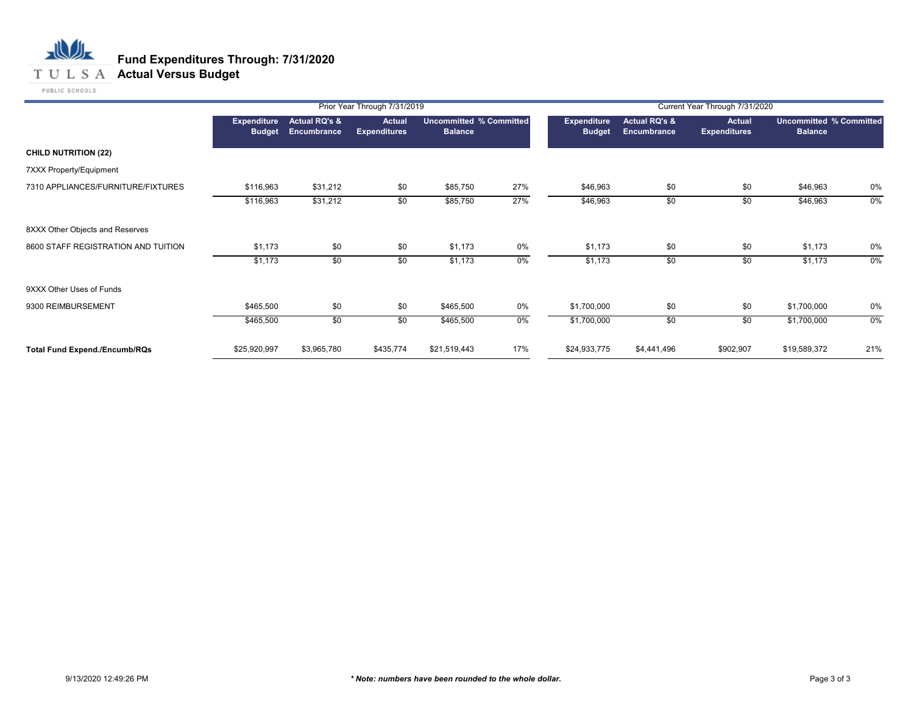# Fund Expenditures Through: 7/31/2020
## Actual Versus Budget

| | Prior Year Through 7/31/2019 | | | | | Current Year Through 7/31/2020 | | | | |
|---|---|---|---|---|---|---|---|---|---|---|
| | Expenditure Budget | Actual RQ's & Encumbrance | Actual Expenditures | Uncommitted Balance | % Committed | Expenditure Budget | Actual RQ's & Encumbrance | Actual Expenditures | Uncommitted Balance | % Committed |
| **CHILD NUTRITION (22)** | | | | | | | | | | |
| 7XXX Property/Equipment | | | | | | | | | | |
| 7310 APPLIANCES/FURNITURE/FIXTURES | $116,963 | $31,212 | $0 | $85,750 | 27% | $46,963 | $0 | $0 | $46,963 | 0% |
| | $116,963 | $31,212 | $0 | $85,750 | 27% | $46,963 | $0 | $0 | $46,963 | 0% |
| 8XXX Other Objects and Reserves | | | | | | | | | | |
| 8600 STAFF REGISTRATION AND TUITION | $1,173 | $0 | $0 | $1,173 | 0% | $1,173 | $0 | $0 | $1,173 | 0% |
| | $1,173 | $0 | $0 | $1,173 | 0% | $1,173 | $0 | $0 | $1,173 | 0% |
| 9XXX Other Uses of Funds | | | | | | | | | | |
| 9300 REIMBURSEMENT | $465,500 | $0 | $0 | $465,500 | 0% | $1,700,000 | $0 | $0 | $1,700,000 | 0% |
| | $465,500 | $0 | $0 | $465,500 | 0% | $1,700,000 | $0 | $0 | $1,700,000 | 0% |
| **Total Fund Expend./Encumb/RQs** | $25,920,997 | $3,965,780 | $435,774 | $21,519,443 | 17% | $24,933,775 | $4,441,496 | $902,907 | $19,589,372 | 21% |

9/13/2020 12:49:26 PM

***\* Note: numbers have been rounded to the whole dollar.***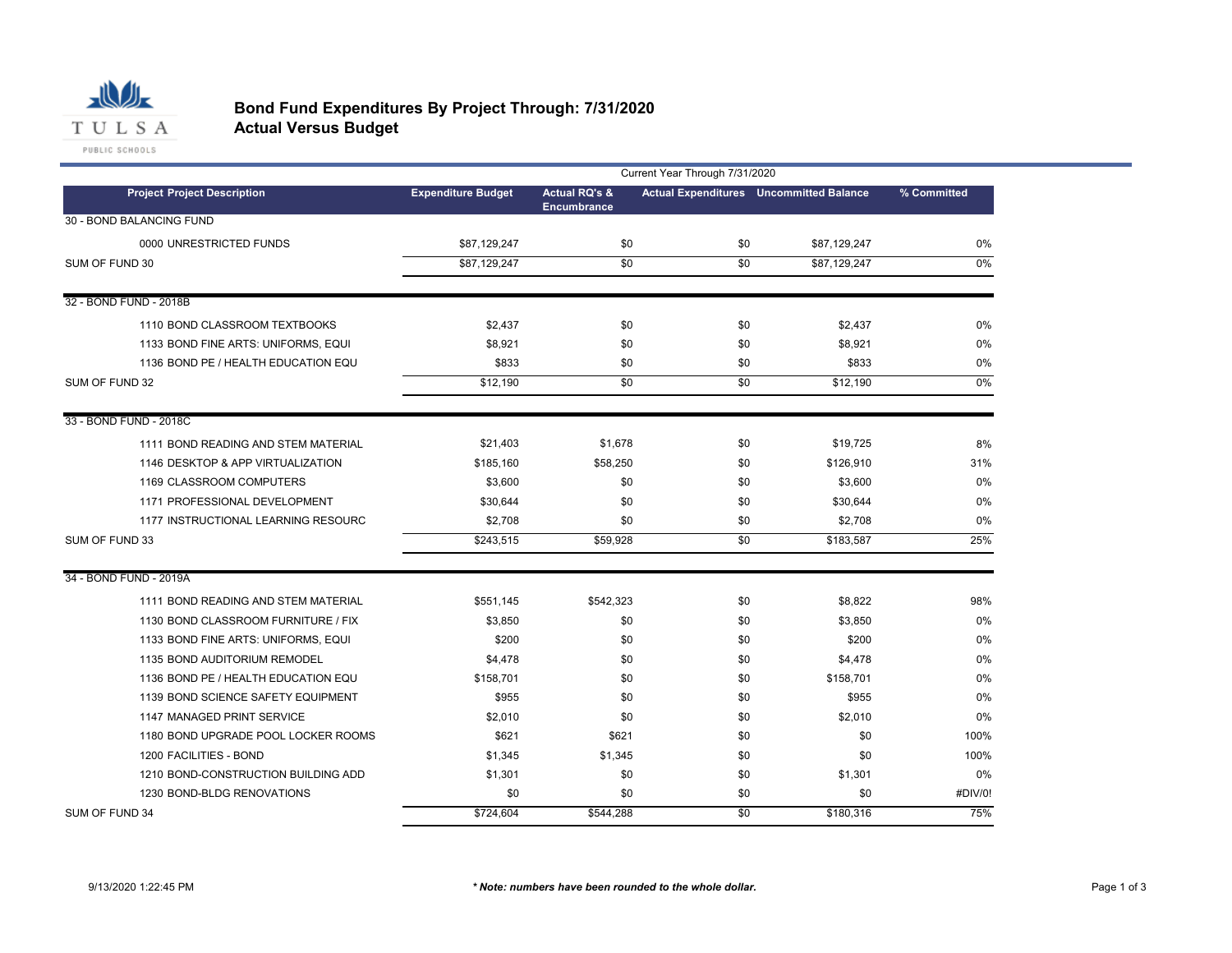# Bond Fund Expenditures By Project Through: 7/31/2020
## Actual Versus Budget

| Project Project Description | Expenditure Budget | Actual RQ's & Encumbrance | Actual Expenditures | Uncommitted Balance | % Committed |
|---|---|---|---|---|---|
| | Current Year Through 7/31/2020 | | | | |
| **30 - BOND BALANCING FUND** | | | | | |
| 0000 UNRESTRICTED FUNDS | $87,129,247 | $0 | $0 | $87,129,247 | 0% |
| SUM OF FUND 30 | $87,129,247 | $0 | $0 | $87,129,247 | 0% |
| **32 - BOND FUND - 2018B** | | | | | |
| 1110 BOND CLASSROOM TEXTBOOKS | $2,437 | $0 | $0 | $2,437 | 0% |
| 1133 BOND FINE ARTS: UNIFORMS, EQUI | $8,921 | $0 | $0 | $8,921 | 0% |
| 1136 BOND PE / HEALTH EDUCATION EQU | $833 | $0 | $0 | $833 | 0% |
| SUM OF FUND 32 | $12,190 | $0 | $0 | $12,190 | 0% |
| **33 - BOND FUND - 2018C** | | | | | |
| 1111 BOND READING AND STEM MATERIAL | $21,403 | $1,678 | $0 | $19,725 | 8% |
| 1146 DESKTOP & APP VIRTUALIZATION | $185,160 | $58,250 | $0 | $126,910 | 31% |
| 1169 CLASSROOM COMPUTERS | $3,600 | $0 | $0 | $3,600 | 0% |
| 1171 PROFESSIONAL DEVELOPMENT | $30,644 | $0 | $0 | $30,644 | 0% |
| 1177 INSTRUCTIONAL LEARNING RESOURC | $2,708 | $0 | $0 | $2,708 | 0% |
| SUM OF FUND 33 | $243,515 | $59,928 | $0 | $183,587 | 25% |
| **34 - BOND FUND - 2019A** | | | | | |
| 1111 BOND READING AND STEM MATERIAL | $551,145 | $542,323 | $0 | $8,822 | 98% |
| 1130 BOND CLASSROOM FURNITURE / FIX | $3,850 | $0 | $0 | $3,850 | 0% |
| 1133 BOND FINE ARTS: UNIFORMS, EQUI | $200 | $0 | $0 | $200 | 0% |
| 1135 BOND AUDITORIUM REMODEL | $4,478 | $0 | $0 | $4,478 | 0% |
| 1136 BOND PE / HEALTH EDUCATION EQU | $158,701 | $0 | $0 | $158,701 | 0% |
| 1139 BOND SCIENCE SAFETY EQUIPMENT | $955 | $0 | $0 | $955 | 0% |
| 1147 MANAGED PRINT SERVICE | $2,010 | $0 | $0 | $2,010 | 0% |
| 1180 BOND UPGRADE POOL LOCKER ROOMS | $621 | $621 | $0 | $0 | 100% |
| 1200 FACILITIES - BOND | $1,345 | $1,345 | $0 | $0 | 100% |
| 1210 BOND-CONSTRUCTION BUILDING ADD | $1,301 | $0 | $0 | $1,301 | 0% |
| 1230 BOND-BLDG RENOVATIONS | $0 | $0 | $0 | $0 | #DIV/0! |
| SUM OF FUND 34 | $724,604 | $544,288 | $0 | $180,316 | 75% |

9/13/2020 1:22:45 PM

*** Note: numbers have been rounded to the whole dollar.***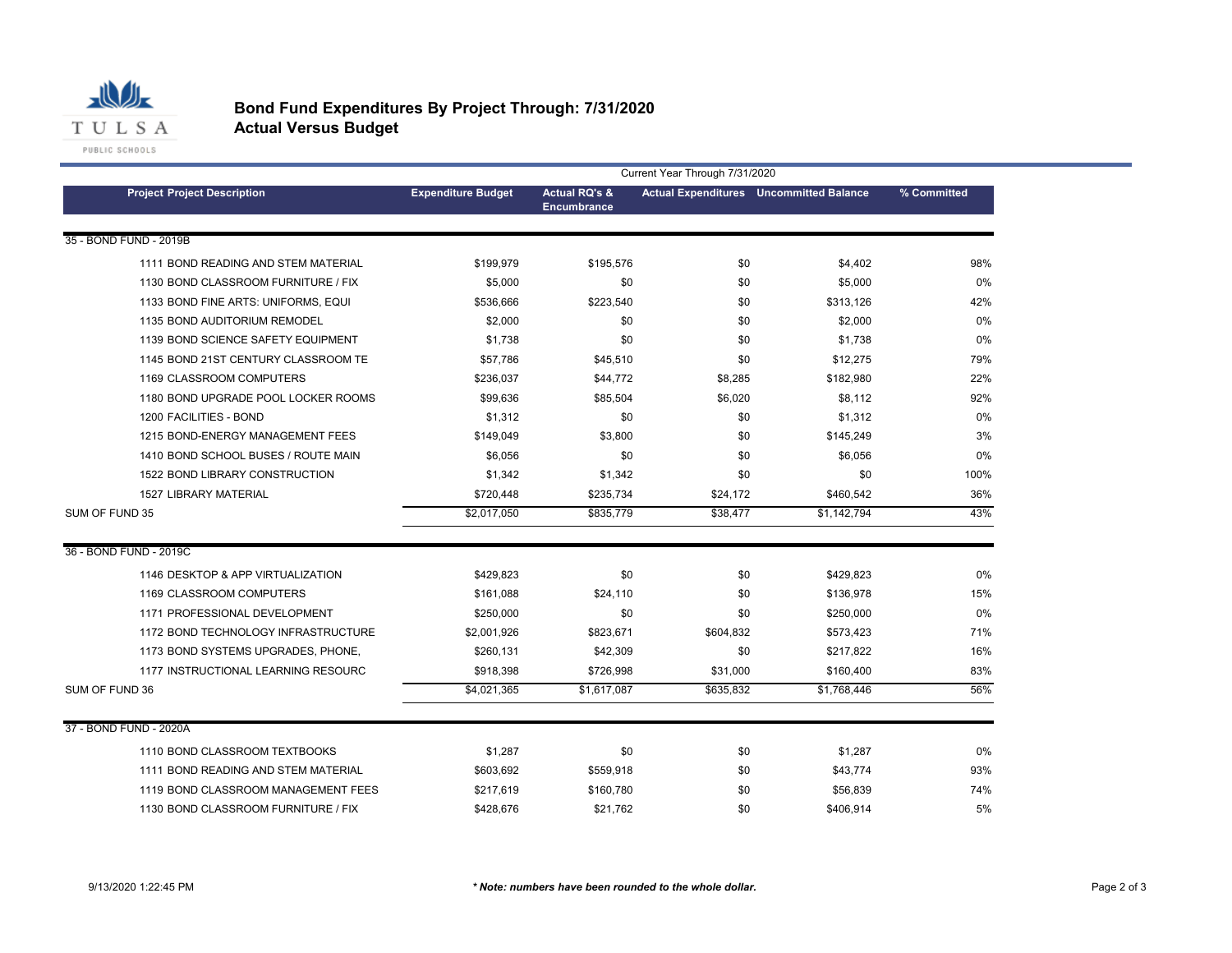TULSA PUBLIC SCHOOLS

# Bond Fund Expenditures By Project Through: 7/31/2020
## Actual Versus Budget

| Project Project Description | Expenditure Budget | Actual RQ's & Encumbrance | Actual Expenditures | Uncommitted Balance | % Committed |
|---|---|---|---|---|---|
| | Current Year Through 7/31/2020 | | | | |
| **35 - BOND FUND - 2019B** | | | | | |
| 1111 BOND READING AND STEM MATERIAL | $199,979 | $195,576 | $0 | $4,402 | 98% |
| 1130 BOND CLASSROOM FURNITURE / FIX | $5,000 | $0 | $0 | $5,000 | 0% |
| 1133 BOND FINE ARTS: UNIFORMS, EQUI | $536,666 | $223,540 | $0 | $313,126 | 42% |
| 1135 BOND AUDITORIUM REMODEL | $2,000 | $0 | $0 | $2,000 | 0% |
| 1139 BOND SCIENCE SAFETY EQUIPMENT | $1,738 | $0 | $0 | $1,738 | 0% |
| 1145 BOND 21ST CENTURY CLASSROOM TE | $57,786 | $45,510 | $0 | $12,275 | 79% |
| 1169 CLASSROOM COMPUTERS | $236,037 | $44,772 | $8,285 | $182,980 | 22% |
| 1180 BOND UPGRADE POOL LOCKER ROOMS | $99,636 | $85,504 | $6,020 | $8,112 | 92% |
| 1200 FACILITIES - BOND | $1,312 | $0 | $0 | $1,312 | 0% |
| 1215 BOND-ENERGY MANAGEMENT FEES | $149,049 | $3,800 | $0 | $145,249 | 3% |
| 1410 BOND SCHOOL BUSES / ROUTE MAIN | $6,056 | $0 | $0 | $6,056 | 0% |
| 1522 BOND LIBRARY CONSTRUCTION | $1,342 | $1,342 | $0 | $0 | 100% |
| 1527 LIBRARY MATERIAL | $720,448 | $235,734 | $24,172 | $460,542 | 36% |
| SUM OF FUND 35 | $2,017,050 | $835,779 | $38,477 | $1,142,794 | 43% |
| **36 - BOND FUND - 2019C** | | | | | |
| 1146 DESKTOP & APP VIRTUALIZATION | $429,823 | $0 | $0 | $429,823 | 0% |
| 1169 CLASSROOM COMPUTERS | $161,088 | $24,110 | $0 | $136,978 | 15% |
| 1171 PROFESSIONAL DEVELOPMENT | $250,000 | $0 | $0 | $250,000 | 0% |
| 1172 BOND TECHNOLOGY INFRASTRUCTURE | $2,001,926 | $823,671 | $604,832 | $573,423 | 71% |
| 1173 BOND SYSTEMS UPGRADES, PHONE, | $260,131 | $42,309 | $0 | $217,822 | 16% |
| 1177 INSTRUCTIONAL LEARNING RESOURC | $918,398 | $726,998 | $31,000 | $160,400 | 83% |
| SUM OF FUND 36 | $4,021,365 | $1,617,087 | $635,832 | $1,768,446 | 56% |
| **37 - BOND FUND - 2020A** | | | | | |
| 1110 BOND CLASSROOM TEXTBOOKS | $1,287 | $0 | $0 | $1,287 | 0% |
| 1111 BOND READING AND STEM MATERIAL | $603,692 | $559,918 | $0 | $43,774 | 93% |
| 1119 BOND CLASSROOM MANAGEMENT FEES | $217,619 | $160,780 | $0 | $56,839 | 74% |
| 1130 BOND CLASSROOM FURNITURE / FIX | $428,676 | $21,762 | $0 | $406,914 | 5% |

9/13/2020 1:22:45 PM

*** Note: numbers have been rounded to the whole dollar.***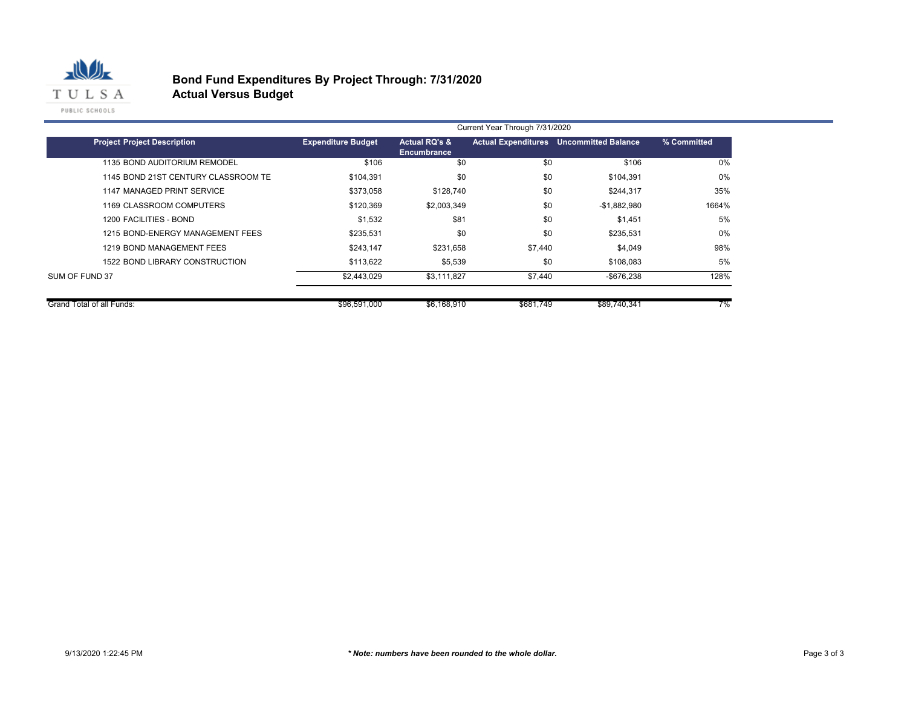# Bond Fund Expenditures By Project Through: 7/31/2020
## Actual Versus Budget

| | | Current Year Through 7/31/2020 | | | |
|---|---|---|---|---|---|
| **Project Project Description** | **Expenditure Budget** | **Actual RQ's & Encumbrance** | **Actual Expenditures** | **Uncommitted Balance** | **% Committed** |
| 1135 BOND AUDITORIUM REMODEL | $106 | $0 | $0 | $106 | 0% |
| 1145 BOND 21ST CENTURY CLASSROOM TE | $104,391 | $0 | $0 | $104,391 | 0% |
| 1147 MANAGED PRINT SERVICE | $373,058 | $128,740 | $0 | $244,317 | 35% |
| 1169 CLASSROOM COMPUTERS | $120,369 | $2,003,349 | $0 | -$1,882,980 | 1664% |
| 1200 FACILITIES - BOND | $1,532 | $81 | $0 | $1,451 | 5% |
| 1215 BOND-ENERGY MANAGEMENT FEES | $235,531 | $0 | $0 | $235,531 | 0% |
| 1219 BOND MANAGEMENT FEES | $243,147 | $231,658 | $7,440 | $4,049 | 98% |
| 1522 BOND LIBRARY CONSTRUCTION | $113,622 | $5,539 | $0 | $108,083 | 5% |
| SUM OF FUND 37 | $2,443,029 | $3,111,827 | $7,440 | -$676,238 | 128% |
| Grand Total of all Funds: | $96,591,000 | $6,168,910 | $681,749 | $89,740,341 | 7% |

9/13/2020 1:22:45 PM

*** Note: numbers have been rounded to the whole dollar.***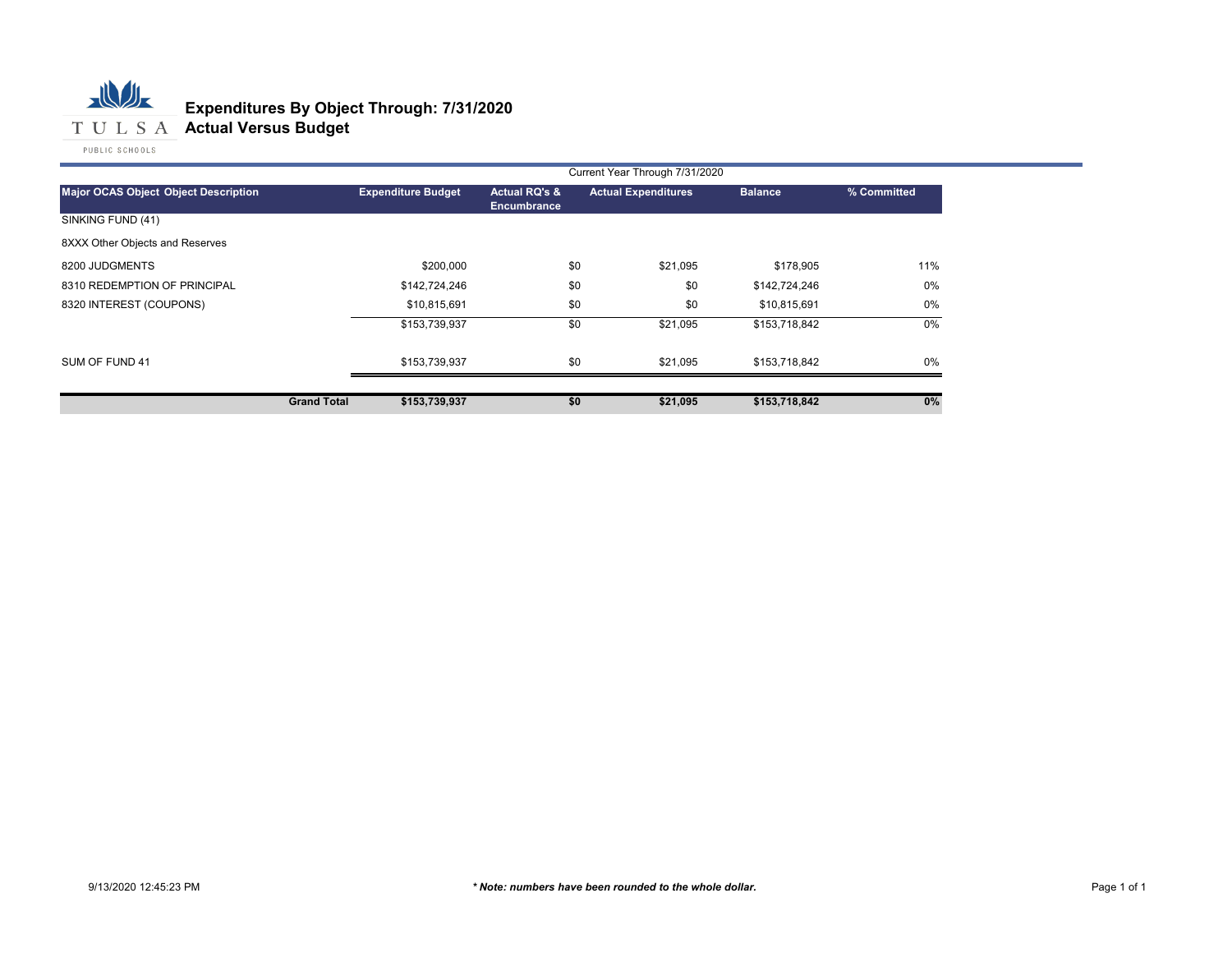TULSA PUBLIC SCHOOLS

# Expenditures By Object Through: 7/31/2020
## Actual Versus Budget

| | Current Year Through 7/31/2020 | | | | |
|---|---|---|---|---|---|
| **Major OCAS Object Object Description** | **Expenditure Budget** | **Actual RQ's & Encumbrance** | **Actual Expenditures** | **Balance** | **% Committed** |
| SINKING FUND (41) | | | | | |
| 8XXX Other Objects and Reserves | | | | | |
| 8200 JUDGMENTS | $200,000 | $0 | $21,095 | $178,905 | 11% |
| 8310 REDEMPTION OF PRINCIPAL | $142,724,246 | $0 | $0 | $142,724,246 | 0% |
| 8320 INTEREST (COUPONS) | $10,815,691 | $0 | $0 | $10,815,691 | 0% |
| | $153,739,937 | $0 | $21,095 | $153,718,842 | 0% |
| SUM OF FUND 41 | $153,739,937 | $0 | $21,095 | $153,718,842 | 0% |
| **Grand Total** | **$153,739,937** | **$0** | **$21,095** | **$153,718,842** | **0%** |

9/13/2020 12:45:23 PM

*\* Note: numbers have been rounded to the whole dollar.*